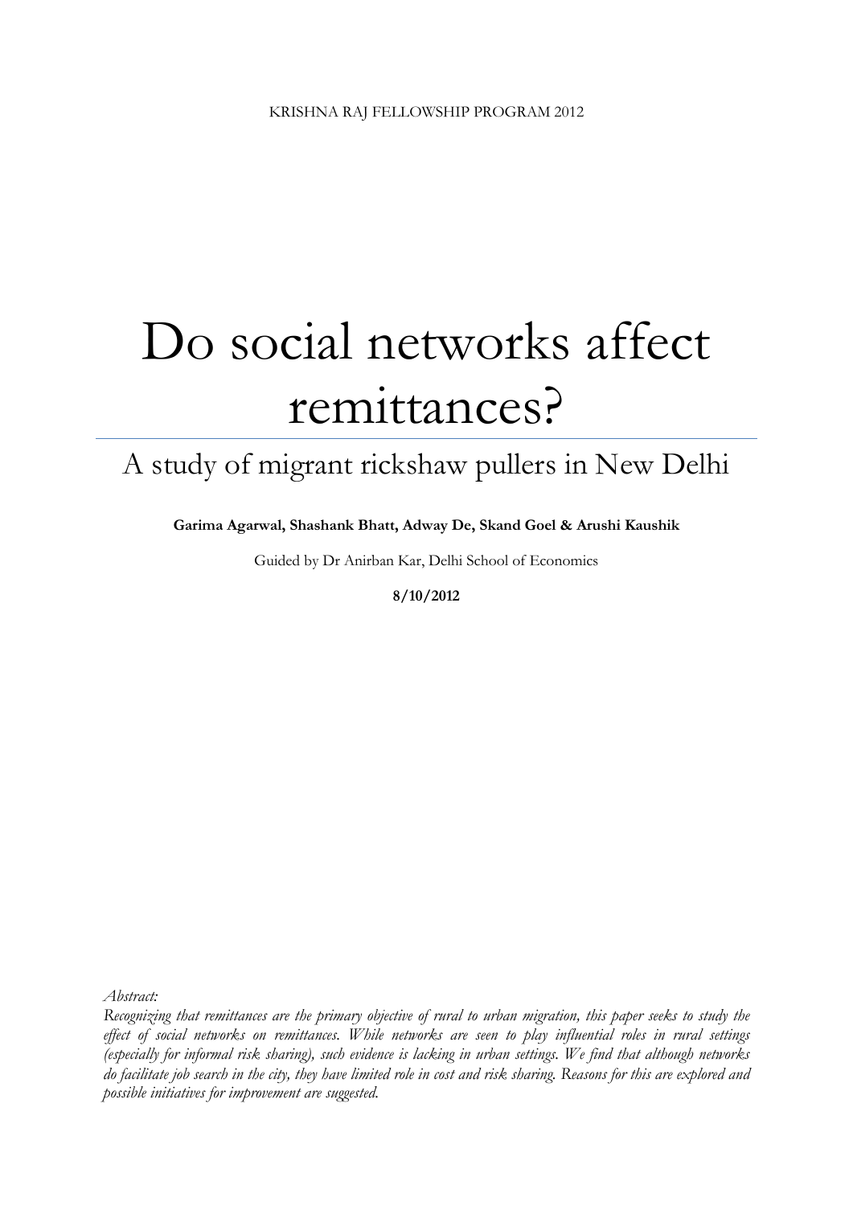KRISHNA RAJ FELLOWSHIP PROGRAM 2012

# Do social networks affect remittances?

## A study of migrant rickshaw pullers in New Delhi

**Garima Agarwal, Shashank Bhatt, Adway De, Skand Goel & Arushi Kaushik**

Guided by Dr Anirban Kar, Delhi School of Economics

**8/10/2012**

*Abstract:*

*Recognizing that remittances are the primary objective of rural to urban migration, this paper seeks to study the effect of social networks on remittances. While networks are seen to play influential roles in rural settings (especially for informal risk sharing), such evidence is lacking in urban settings. We find that although networks do facilitate job search in the city, they have limited role in cost and risk sharing. Reasons for this are explored and possible initiatives for improvement are suggested.*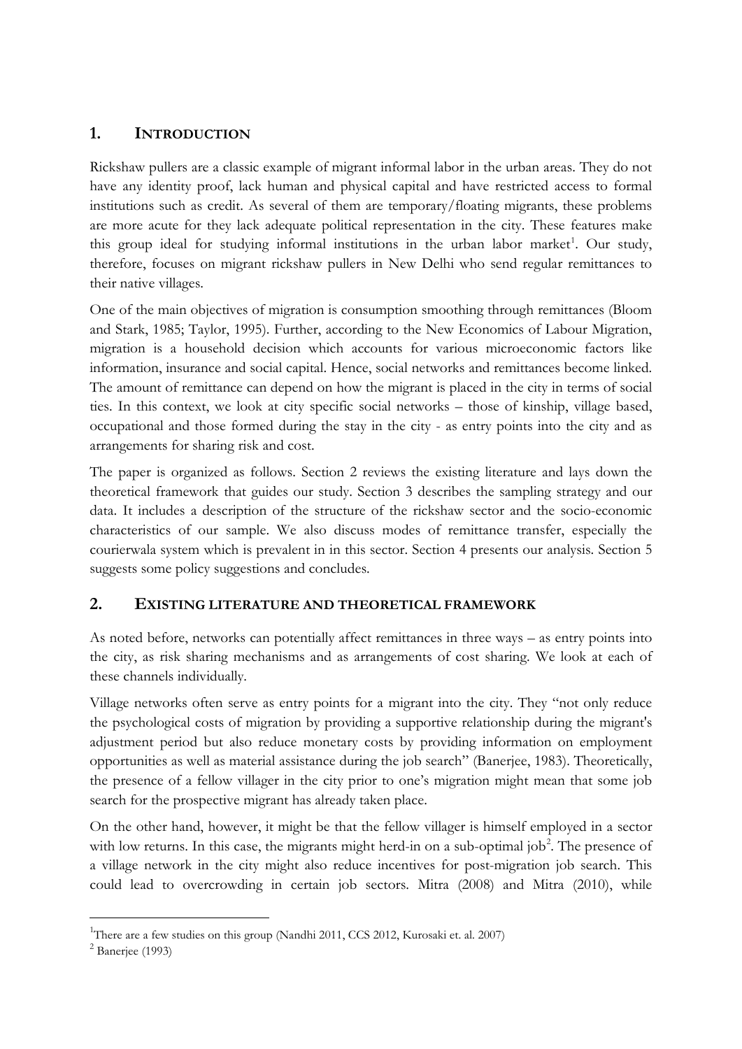## 1. INTRODUCTION

Rickshaw pullers are a classic example of migrant informal labor in the urban areas. They do not have any identity proof, lack human and physical capital and have restricted access to formal institutions such as credit. As several of them are temporary/floating migrants, these problems are more acute for they lack adequate political representation in the city. These features make this group ideal for studying informal institutions in the urban labor market[1]. Our study, therefore, focuses on migrant rickshaw pullers in New Delhi who send regular remittances to their native villages.

One of the main objectives of migration is consumption smoothing through remittances (Bloom and Stark, 1985; Taylor, 1995). Further, according to the New Economics of Labour Migration, migration is a household decision which accounts for various microeconomic factors like information, insurance and social capital. Hence, social networks and remittances become linked. The amount of remittance can depend on how the migrant is placed in the city in terms of social ties. In this context, we look at city specific social networks – those of kinship, village based, occupational and those formed during the stay in the city - as entry points into the city and as arrangements for sharing risk and cost.

The paper is organized as follows. Section 2 reviews the existing literature and lays down the theoretical framework that guides our study. Section 3 describes the sampling strategy and our data. It includes a description of the structure of the rickshaw sector and the socio-economic characteristics of our sample. We also discuss modes of remittance transfer, especially the courierwala system which is prevalent in in this sector. Section 4 presents our analysis. Section 5 suggests some policy suggestions and concludes.

## 2. EXISTING LITERATURE AND THEORETICAL FRAMEWORK

As noted before, networks can potentially affect remittances in three ways – as entry points into the city, as risk sharing mechanisms and as arrangements of cost sharing. We look at each of these channels individually.

Village networks often serve as entry points for a migrant into the city. They "not only reduce the psychological costs of migration by providing a supportive relationship during the migrant's adjustment period but also reduce monetary costs by providing information on employment opportunities as well as material assistance during the job search" (Banerjee, 1983). Theoretically, the presence of a fellow villager in the city prior to one's migration might mean that some job search for the prospective migrant has already taken place.

On the other hand, however, it might be that the fellow villager is himself employed in a sector with low returns. In this case, the migrants might herd-in on a sub-optimal job[2]. The presence of a village network in the city might also reduce incentives for post-migration job search. This could lead to overcrowding in certain job sectors. Mitra (2008) and Mitra (2010), while

---

[1] There are a few studies on this group (Nandhi 2011, CCS 2012, Kurosaki et. al. 2007)

[2] Banerjee (1993)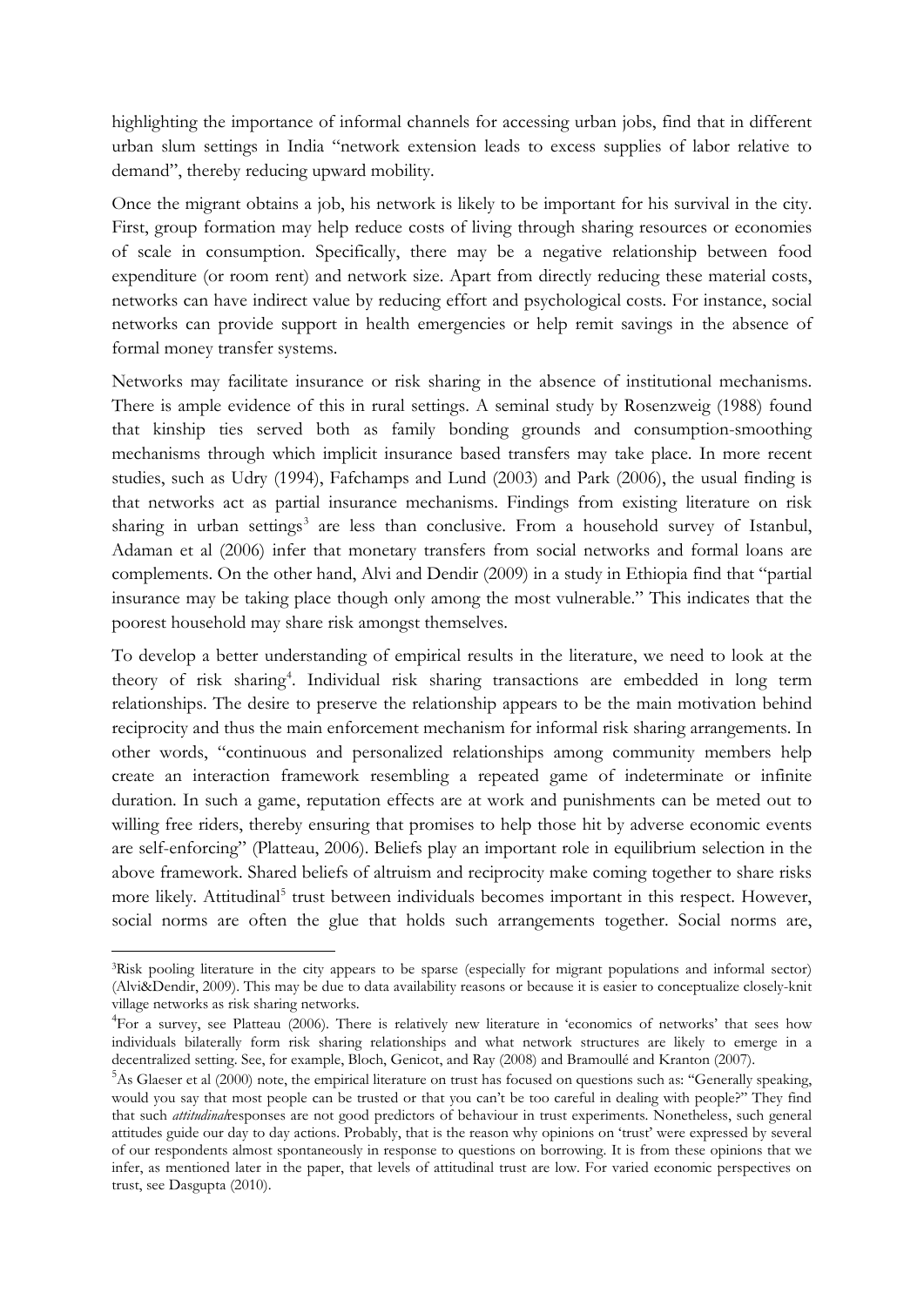highlighting the importance of informal channels for accessing urban jobs, find that in different urban slum settings in India "network extension leads to excess supplies of labor relative to demand", thereby reducing upward mobility.

Once the migrant obtains a job, his network is likely to be important for his survival in the city. First, group formation may help reduce costs of living through sharing resources or economies of scale in consumption. Specifically, there may be a negative relationship between food expenditure (or room rent) and network size. Apart from directly reducing these material costs, networks can have indirect value by reducing effort and psychological costs. For instance, social networks can provide support in health emergencies or help remit savings in the absence of formal money transfer systems.

Networks may facilitate insurance or risk sharing in the absence of institutional mechanisms. There is ample evidence of this in rural settings. A seminal study by Rosenzweig (1988) found that kinship ties served both as family bonding grounds and consumption-smoothing mechanisms through which implicit insurance based transfers may take place. In more recent studies, such as Udry (1994), Fafchamps and Lund (2003) and Park (2006), the usual finding is that networks act as partial insurance mechanisms. Findings from existing literature on risk sharing in urban settings[3] are less than conclusive. From a household survey of Istanbul, Adaman et al (2006) infer that monetary transfers from social networks and formal loans are complements. On the other hand, Alvi and Dendir (2009) in a study in Ethiopia find that "partial insurance may be taking place though only among the most vulnerable." This indicates that the poorest household may share risk amongst themselves.

To develop a better understanding of empirical results in the literature, we need to look at the theory of risk sharing[4]. Individual risk sharing transactions are embedded in long term relationships. The desire to preserve the relationship appears to be the main motivation behind reciprocity and thus the main enforcement mechanism for informal risk sharing arrangements. In other words, "continuous and personalized relationships among community members help create an interaction framework resembling a repeated game of indeterminate or infinite duration. In such a game, reputation effects are at work and punishments can be meted out to willing free riders, thereby ensuring that promises to help those hit by adverse economic events are self-enforcing" (Platteau, 2006). Beliefs play an important role in equilibrium selection in the above framework. Shared beliefs of altruism and reciprocity make coming together to share risks more likely. Attitudinal[5] trust between individuals becomes important in this respect. However, social norms are often the glue that holds such arrangements together. Social norms are,

---

[3]Risk pooling literature in the city appears to be sparse (especially for migrant populations and informal sector) (Alvi&Dendir, 2009). This may be due to data availability reasons or because it is easier to conceptualize closely-knit village networks as risk sharing networks.

[4]For a survey, see Platteau (2006). There is relatively new literature in 'economics of networks' that sees how individuals bilaterally form risk sharing relationships and what network structures are likely to emerge in a decentralized setting. See, for example, Bloch, Genicot, and Ray (2008) and Bramoullé and Kranton (2007).

[5]As Glaeser et al (2000) note, the empirical literature on trust has focused on questions such as: "Generally speaking, would you say that most people can be trusted or that you can't be too careful in dealing with people?" They find that such *attitudinal*responses are not good predictors of behaviour in trust experiments. Nonetheless, such general attitudes guide our day to day actions. Probably, that is the reason why opinions on 'trust' were expressed by several of our respondents almost spontaneously in response to questions on borrowing. It is from these opinions that we infer, as mentioned later in the paper, that levels of attitudinal trust are low. For varied economic perspectives on trust, see Dasgupta (2010).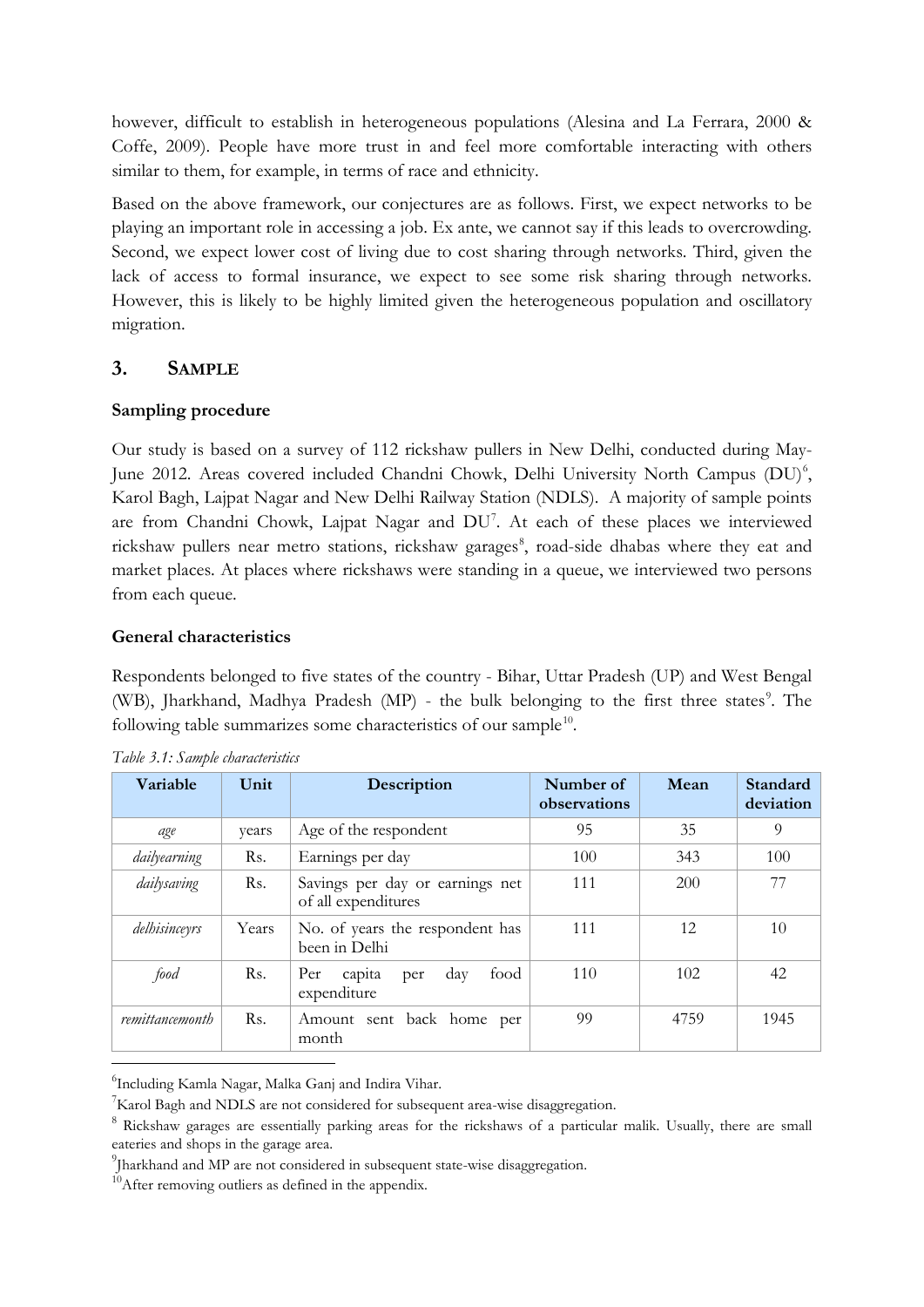however, difficult to establish in heterogeneous populations (Alesina and La Ferrara, 2000 & Coffe, 2009). People have more trust in and feel more comfortable interacting with others similar to them, for example, in terms of race and ethnicity.

Based on the above framework, our conjectures are as follows. First, we expect networks to be playing an important role in accessing a job. Ex ante, we cannot say if this leads to overcrowding. Second, we expect lower cost of living due to cost sharing through networks. Third, given the lack of access to formal insurance, we expect to see some risk sharing through networks. However, this is likely to be highly limited given the heterogeneous population and oscillatory migration.

## 3. SAMPLE

### Sampling procedure

Our study is based on a survey of 112 rickshaw pullers in New Delhi, conducted during May-June 2012. Areas covered included Chandni Chowk, Delhi University North Campus (DU)[6], Karol Bagh, Lajpat Nagar and New Delhi Railway Station (NDLS). A majority of sample points are from Chandni Chowk, Lajpat Nagar and DU[7]. At each of these places we interviewed rickshaw pullers near metro stations, rickshaw garages[8], road-side dhabas where they eat and market places. At places where rickshaws were standing in a queue, we interviewed two persons from each queue.

### General characteristics

Respondents belonged to five states of the country - Bihar, Uttar Pradesh (UP) and West Bengal (WB), Jharkhand, Madhya Pradesh (MP) - the bulk belonging to the first three states[9]. The following table summarizes some characteristics of our sample[10].

*Table 3.1: Sample characteristics*

| Variable | Unit | Description | Number of observations | Mean | Standard deviation |
|---|---|---|---|---|---|
| *age* | years | Age of the respondent | 95 | 35 | 9 |
| *dailyearning* | Rs. | Earnings per day | 100 | 343 | 100 |
| *dailysaving* | Rs. | Savings per day or earnings net of all expenditures | 111 | 200 | 77 |
| *delhisinceyrs* | Years | No. of years the respondent has been in Delhi | 111 | 12 | 10 |
| *food* | Rs. | Per capita per day food expenditure | 110 | 102 | 42 |
| *remittancemonth* | Rs. | Amount sent back home per month | 99 | 4759 | 1945 |

---

[6] Including Kamla Nagar, Malka Ganj and Indira Vihar.

[7] Karol Bagh and NDLS are not considered for subsequent area-wise disaggregation.

[8] Rickshaw garages are essentially parking areas for the rickshaws of a particular malik. Usually, there are small eateries and shops in the garage area.

[9] Jharkhand and MP are not considered in subsequent state-wise disaggregation.

[10] After removing outliers as defined in the appendix.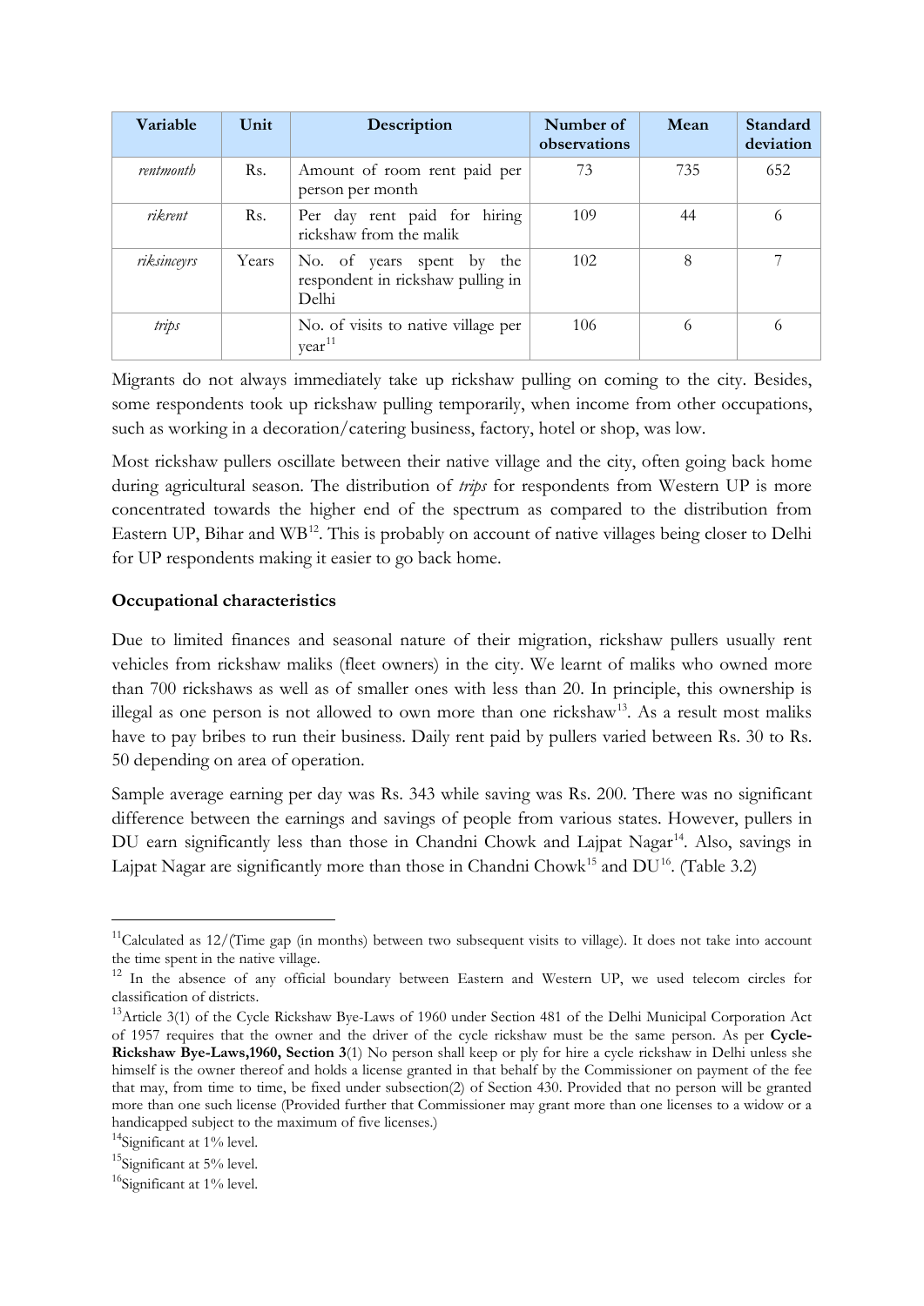| Variable | Unit | Description | Number of observations | Mean | Standard deviation |
|---|---|---|---|---|---|
| *rentmonth* | Rs. | Amount of room rent paid per person per month | 73 | 735 | 652 |
| *rikrent* | Rs. | Per day rent paid for hiring rickshaw from the malik | 109 | 44 | 6 |
| *riksinceyrs* | Years | No. of years spent by the respondent in rickshaw pulling in Delhi | 102 | 8 | 7 |
| *trips* | | No. of visits to native village per year[11] | 106 | 6 | 6 |

Migrants do not always immediately take up rickshaw pulling on coming to the city. Besides, some respondents took up rickshaw pulling temporarily, when income from other occupations, such as working in a decoration/catering business, factory, hotel or shop, was low.

Most rickshaw pullers oscillate between their native village and the city, often going back home during agricultural season. The distribution of *trips* for respondents from Western UP is more concentrated towards the higher end of the spectrum as compared to the distribution from Eastern UP, Bihar and WB[12]. This is probably on account of native villages being closer to Delhi for UP respondents making it easier to go back home.

**Occupational characteristics**

Due to limited finances and seasonal nature of their migration, rickshaw pullers usually rent vehicles from rickshaw maliks (fleet owners) in the city. We learnt of maliks who owned more than 700 rickshaws as well as of smaller ones with less than 20. In principle, this ownership is illegal as one person is not allowed to own more than one rickshaw[13]. As a result most maliks have to pay bribes to run their business. Daily rent paid by pullers varied between Rs. 30 to Rs. 50 depending on area of operation.

Sample average earning per day was Rs. 343 while saving was Rs. 200. There was no significant difference between the earnings and savings of people from various states. However, pullers in DU earn significantly less than those in Chandni Chowk and Lajpat Nagar[14]. Also, savings in Lajpat Nagar are significantly more than those in Chandni Chowk[15] and DU[16]. (Table 3.2)

---

[11] Calculated as 12/(Time gap (in months) between two subsequent visits to village). It does not take into account the time spent in the native village.

[12] In the absence of any official boundary between Eastern and Western UP, we used telecom circles for classification of districts.

[13] Article 3(1) of the Cycle Rickshaw Bye-Laws of 1960 under Section 481 of the Delhi Municipal Corporation Act of 1957 requires that the owner and the driver of the cycle rickshaw must be the same person. As per **Cycle-Rickshaw Bye-Laws,1960, Section 3**(1) No person shall keep or ply for hire a cycle rickshaw in Delhi unless she himself is the owner thereof and holds a license granted in that behalf by the Commissioner on payment of the fee that may, from time to time, be fixed under subsection(2) of Section 430. Provided that no person will be granted more than one such license (Provided further that Commissioner may grant more than one licenses to a widow or a handicapped subject to the maximum of five licenses.)

[14] Significant at 1% level.

[15] Significant at 5% level.

[16] Significant at 1% level.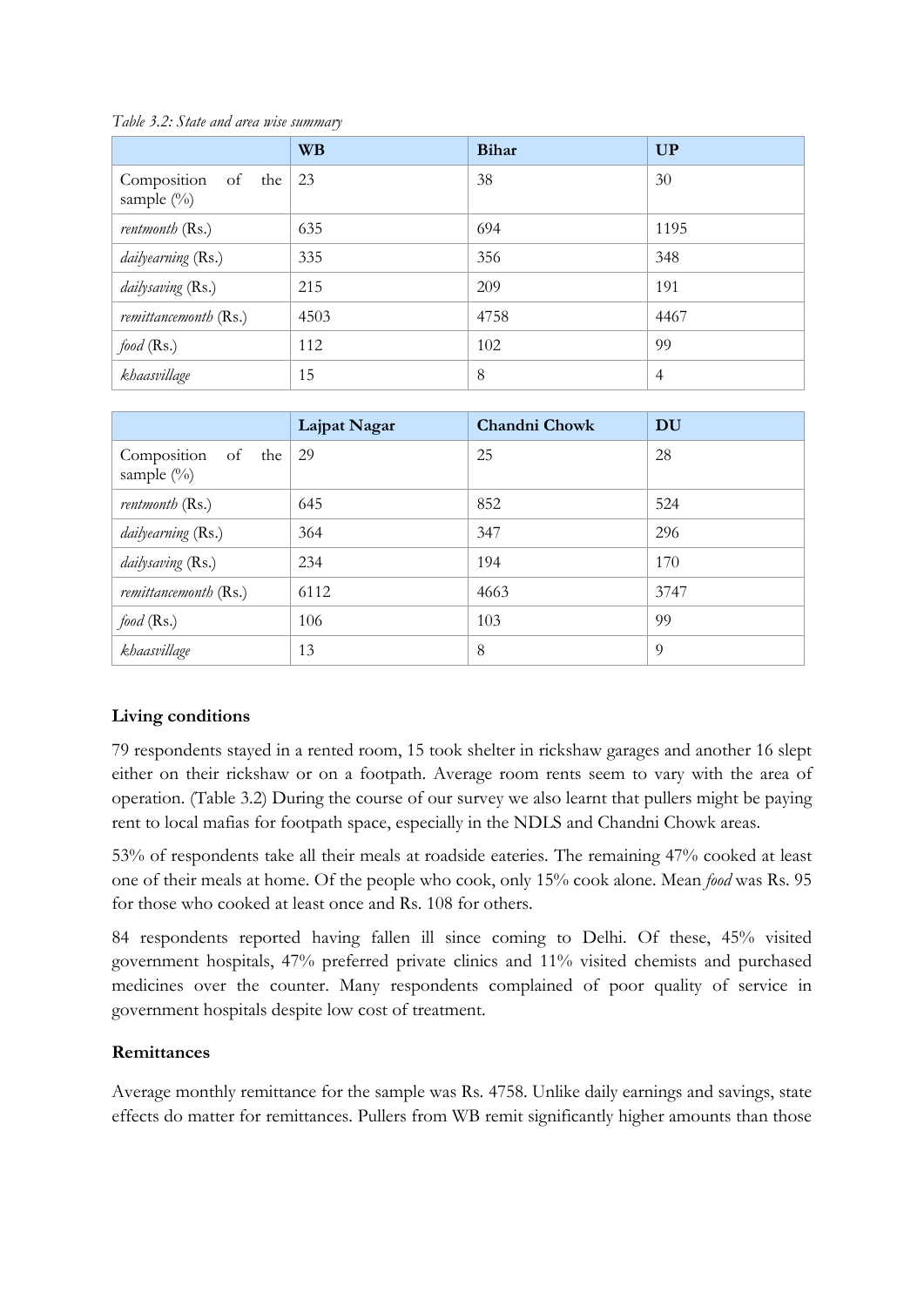*Table 3.2: State and area wise summary*

| | WB | Bihar | UP |
|---|---|---|---|
| Composition of the sample (%) | 23 | 38 | 30 |
| *rentmonth* (Rs.) | 635 | 694 | 1195 |
| *dailyearning* (Rs.) | 335 | 356 | 348 |
| *dailysaving* (Rs.) | 215 | 209 | 191 |
| *remittancemonth* (Rs.) | 4503 | 4758 | 4467 |
| *food* (Rs.) | 112 | 102 | 99 |
| *khaasvillage* | 15 | 8 | 4 |

| | Lajpat Nagar | Chandni Chowk | DU |
|---|---|---|---|
| Composition of the sample (%) | 29 | 25 | 28 |
| *rentmonth* (Rs.) | 645 | 852 | 524 |
| *dailyearning* (Rs.) | 364 | 347 | 296 |
| *dailysaving* (Rs.) | 234 | 194 | 170 |
| *remittancemonth* (Rs.) | 6112 | 4663 | 3747 |
| *food* (Rs.) | 106 | 103 | 99 |
| *khaasvillage* | 13 | 8 | 9 |

### Living conditions

79 respondents stayed in a rented room, 15 took shelter in rickshaw garages and another 16 slept either on their rickshaw or on a footpath. Average room rents seem to vary with the area of operation. (Table 3.2) During the course of our survey we also learnt that pullers might be paying rent to local mafias for footpath space, especially in the NDLS and Chandni Chowk areas.

53% of respondents take all their meals at roadside eateries. The remaining 47% cooked at least one of their meals at home. Of the people who cook, only 15% cook alone. Mean *food* was Rs. 95 for those who cooked at least once and Rs. 108 for others.

84 respondents reported having fallen ill since coming to Delhi. Of these, 45% visited government hospitals, 47% preferred private clinics and 11% visited chemists and purchased medicines over the counter. Many respondents complained of poor quality of service in government hospitals despite low cost of treatment.

### Remittances

Average monthly remittance for the sample was Rs. 4758. Unlike daily earnings and savings, state effects do matter for remittances. Pullers from WB remit significantly higher amounts than those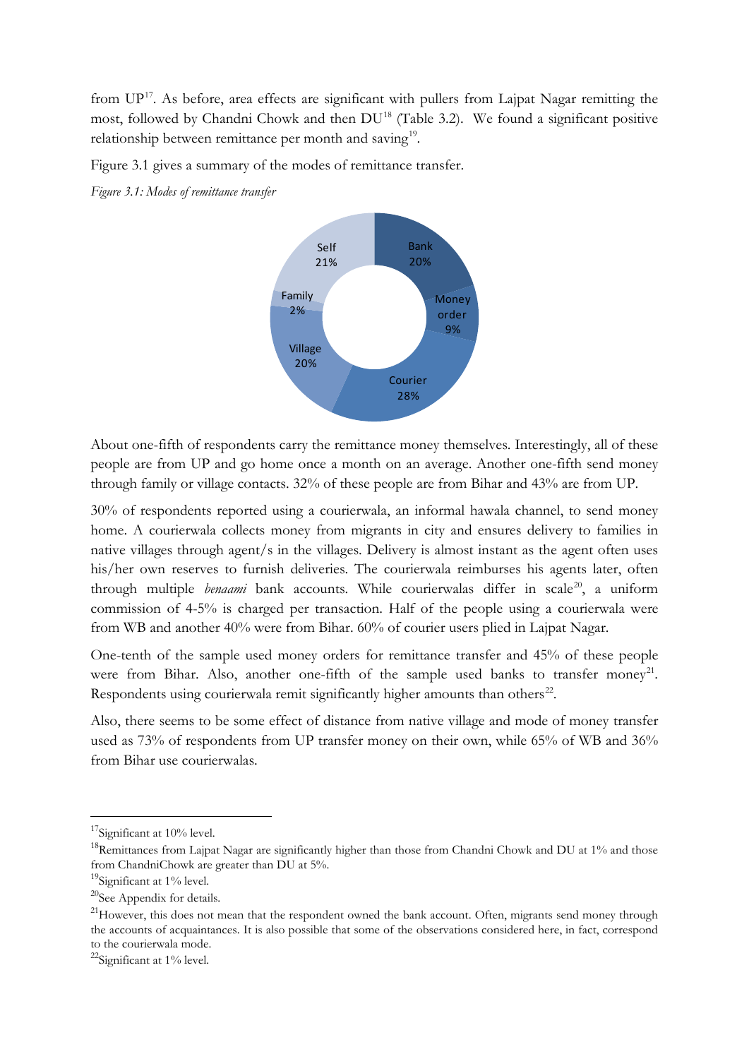from UP[17]. As before, area effects are significant with pullers from Lajpat Nagar remitting the most, followed by Chandni Chowk and then DU[18] (Table 3.2). We found a significant positive relationship between remittance per month and saving[19].

Figure 3.1 gives a summary of the modes of remittance transfer.

*Figure 3.1: Modes of remittance transfer*

| Mode | Share |
|---|---|
| Bank | 20% |
| Money order | 9% |
| Courier | 28% |
| Village | 20% |
| Family | 2% |
| Self | 21% |

About one-fifth of respondents carry the remittance money themselves. Interestingly, all of these people are from UP and go home once a month on an average. Another one-fifth send money through family or village contacts. 32% of these people are from Bihar and 43% are from UP.

30% of respondents reported using a courierwala, an informal hawala channel, to send money home. A courierwala collects money from migrants in city and ensures delivery to families in native villages through agent/s in the villages. Delivery is almost instant as the agent often uses his/her own reserves to furnish deliveries. The courierwala reimburses his agents later, often through multiple *benaami* bank accounts. While courierwalas differ in scale[20], a uniform commission of 4-5% is charged per transaction. Half of the people using a courierwala were from WB and another 40% were from Bihar. 60% of courier users plied in Lajpat Nagar.

One-tenth of the sample used money orders for remittance transfer and 45% of these people were from Bihar. Also, another one-fifth of the sample used banks to transfer money[21]. Respondents using courierwala remit significantly higher amounts than others[22].

Also, there seems to be some effect of distance from native village and mode of money transfer used as 73% of respondents from UP transfer money on their own, while 65% of WB and 36% from Bihar use courierwalas.

---

[17] Significant at 10% level.

[18] Remittances from Lajpat Nagar are significantly higher than those from Chandni Chowk and DU at 1% and those from ChandniChowk are greater than DU at 5%.

[19] Significant at 1% level.

[20] See Appendix for details.

[21] However, this does not mean that the respondent owned the bank account. Often, migrants send money through the accounts of acquaintances. It is also possible that some of the observations considered here, in fact, correspond to the courierwala mode.

[22] Significant at 1% level.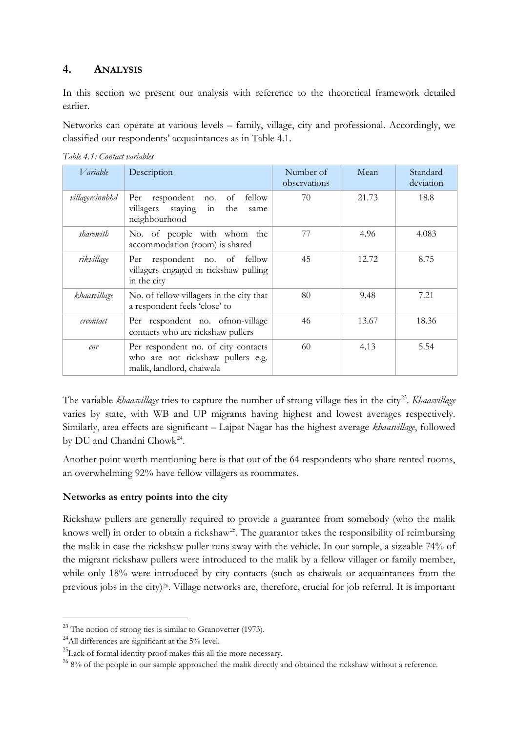## 4. Analysis

In this section we present our analysis with reference to the theoretical framework detailed earlier.

Networks can operate at various levels – family, village, city and professional. Accordingly, we classified our respondents' acquaintances as in Table 4.1.

*Table 4.1: Contact variables*

| *Variable* | Description | Number of observations | Mean | Standard deviation |
|---|---|---|---|---|
| *villagersinnbhd* | Per respondent no. of fellow villagers staying in the same neighbourhood | 70 | 21.73 | 18.8 |
| *sharewith* | No. of people with whom the accommodation (room) is shared | 77 | 4.96 | 4.083 |
| *rikvillage* | Per respondent no. of fellow villagers engaged in rickshaw pulling in the city | 45 | 12.72 | 8.75 |
| *khaasvillage* | No. of fellow villagers in the city that a respondent feels 'close' to | 80 | 9.48 | 7.21 |
| *crcontact* | Per respondent no. ofnon-village contacts who are rickshaw pullers | 46 | 13.67 | 18.36 |
| *cnr* | Per respondent no. of city contacts who are not rickshaw pullers e.g. malik, landlord, chaiwala | 60 | 4.13 | 5.54 |

The variable *khaasvillage* tries to capture the number of strong village ties in the city[23]. *Khaasvillage* varies by state, with WB and UP migrants having highest and lowest averages respectively. Similarly, area effects are significant – Lajpat Nagar has the highest average *khaasvillage*, followed by DU and Chandni Chowk[24].

Another point worth mentioning here is that out of the 64 respondents who share rented rooms, an overwhelming 92% have fellow villagers as roommates.

**Networks as entry points into the city**

Rickshaw pullers are generally required to provide a guarantee from somebody (who the malik knows well) in order to obtain a rickshaw[25]. The guarantor takes the responsibility of reimbursing the malik in case the rickshaw puller runs away with the vehicle. In our sample, a sizeable 74% of the migrant rickshaw pullers were introduced to the malik by a fellow villager or family member, while only 18% were introduced by city contacts (such as chaiwala or acquaintances from the previous jobs in the city)[26]. Village networks are, therefore, crucial for job referral. It is important

[23] The notion of strong ties is similar to Granovetter (1973).

[24] All differences are significant at the 5% level.

[25] Lack of formal identity proof makes this all the more necessary.

[26] 8% of the people in our sample approached the malik directly and obtained the rickshaw without a reference.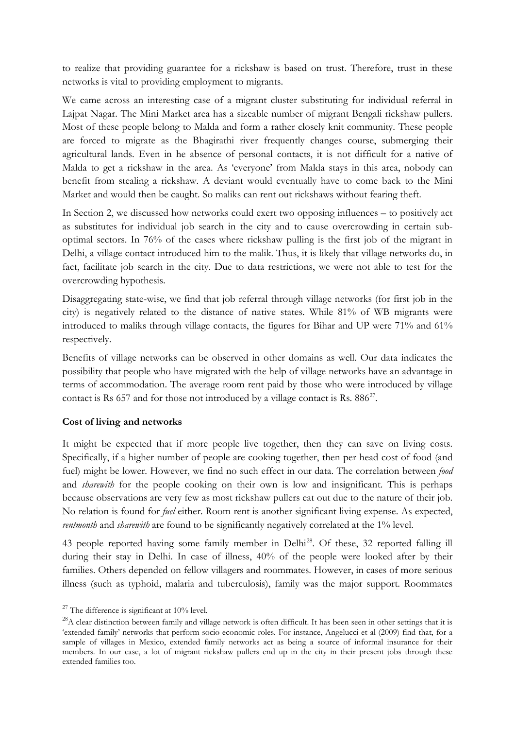to realize that providing guarantee for a rickshaw is based on trust. Therefore, trust in these networks is vital to providing employment to migrants.

We came across an interesting case of a migrant cluster substituting for individual referral in Lajpat Nagar. The Mini Market area has a sizeable number of migrant Bengali rickshaw pullers. Most of these people belong to Malda and form a rather closely knit community. These people are forced to migrate as the Bhagirathi river frequently changes course, submerging their agricultural lands. Even in he absence of personal contacts, it is not difficult for a native of Malda to get a rickshaw in the area. As 'everyone' from Malda stays in this area, nobody can benefit from stealing a rickshaw. A deviant would eventually have to come back to the Mini Market and would then be caught. So maliks can rent out rickshaws without fearing theft.

In Section 2, we discussed how networks could exert two opposing influences – to positively act as substitutes for individual job search in the city and to cause overcrowding in certain sub-optimal sectors. In 76% of the cases where rickshaw pulling is the first job of the migrant in Delhi, a village contact introduced him to the malik. Thus, it is likely that village networks do, in fact, facilitate job search in the city. Due to data restrictions, we were not able to test for the overcrowding hypothesis.

Disaggregating state-wise, we find that job referral through village networks (for first job in the city) is negatively related to the distance of native states. While 81% of WB migrants were introduced to maliks through village contacts, the figures for Bihar and UP were 71% and 61% respectively.

Benefits of village networks can be observed in other domains as well. Our data indicates the possibility that people who have migrated with the help of village networks have an advantage in terms of accommodation. The average room rent paid by those who were introduced by village contact is Rs 657 and for those not introduced by a village contact is Rs. 886[27].

**Cost of living and networks**

It might be expected that if more people live together, then they can save on living costs. Specifically, if a higher number of people are cooking together, then per head cost of food (and fuel) might be lower. However, we find no such effect in our data. The correlation between *food* and *sharewith* for the people cooking on their own is low and insignificant. This is perhaps because observations are very few as most rickshaw pullers eat out due to the nature of their job. No relation is found for *fuel* either. Room rent is another significant living expense. As expected, *rentmonth* and *sharewith* are found to be significantly negatively correlated at the 1% level.

43 people reported having some family member in Delhi[28]. Of these, 32 reported falling ill during their stay in Delhi. In case of illness, 40% of the people were looked after by their families. Others depended on fellow villagers and roommates. However, in cases of more serious illness (such as typhoid, malaria and tuberculosis), family was the major support. Roommates

---

[27] The difference is significant at 10% level.

[28] A clear distinction between family and village network is often difficult. It has been seen in other settings that it is 'extended family' networks that perform socio-economic roles. For instance, Angelucci et al (2009) find that, for a sample of villages in Mexico, extended family networks act as being a source of informal insurance for their members. In our case, a lot of migrant rickshaw pullers end up in the city in their present jobs through these extended families too.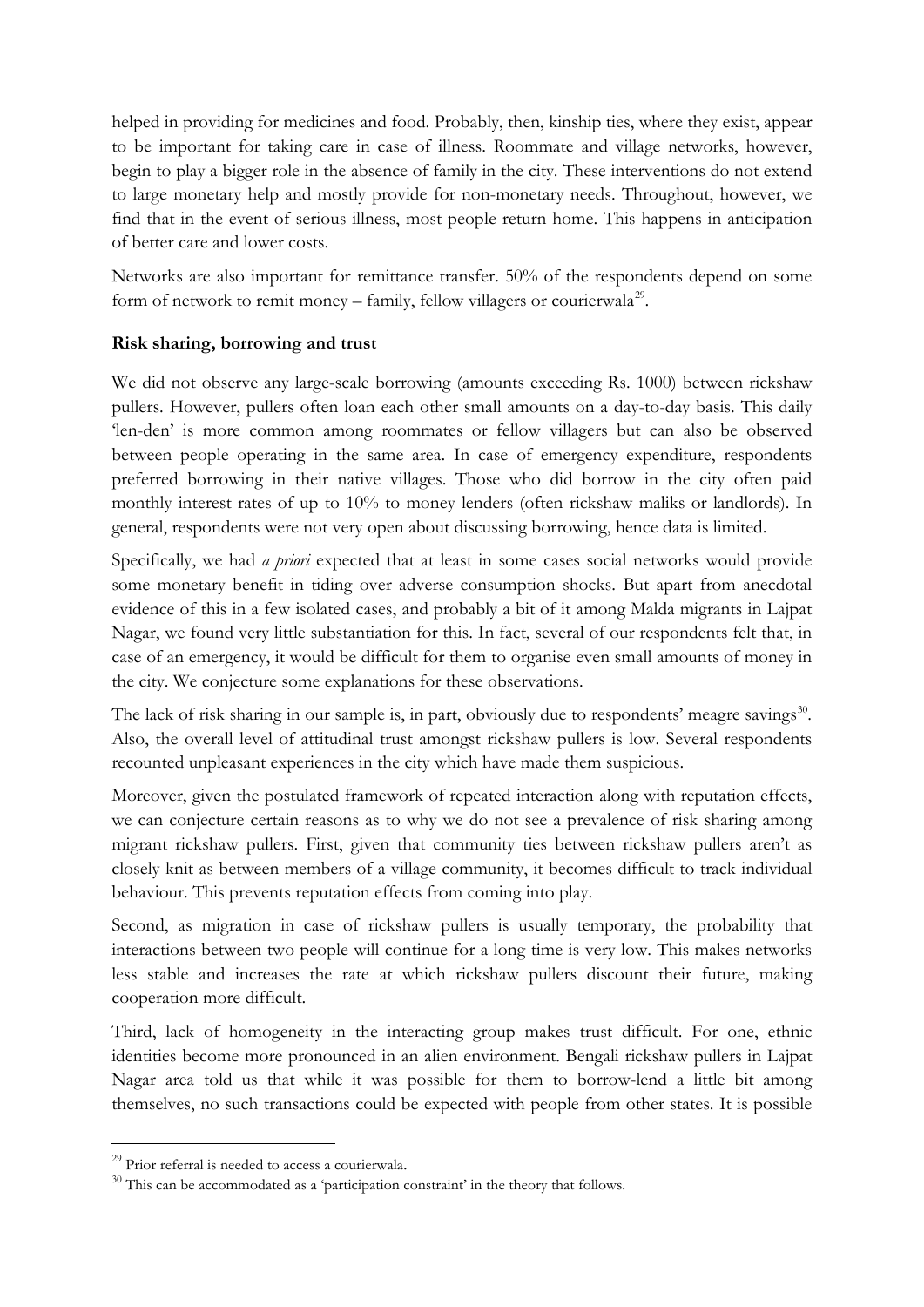helped in providing for medicines and food. Probably, then, kinship ties, where they exist, appear to be important for taking care in case of illness. Roommate and village networks, however, begin to play a bigger role in the absence of family in the city. These interventions do not extend to large monetary help and mostly provide for non-monetary needs. Throughout, however, we find that in the event of serious illness, most people return home. This happens in anticipation of better care and lower costs.

Networks are also important for remittance transfer. 50% of the respondents depend on some form of network to remit money – family, fellow villagers or courierwala[29].

**Risk sharing, borrowing and trust**

We did not observe any large-scale borrowing (amounts exceeding Rs. 1000) between rickshaw pullers. However, pullers often loan each other small amounts on a day-to-day basis. This daily 'len-den' is more common among roommates or fellow villagers but can also be observed between people operating in the same area. In case of emergency expenditure, respondents preferred borrowing in their native villages. Those who did borrow in the city often paid monthly interest rates of up to 10% to money lenders (often rickshaw maliks or landlords). In general, respondents were not very open about discussing borrowing, hence data is limited.

Specifically, we had *a priori* expected that at least in some cases social networks would provide some monetary benefit in tiding over adverse consumption shocks. But apart from anecdotal evidence of this in a few isolated cases, and probably a bit of it among Malda migrants in Lajpat Nagar, we found very little substantiation for this. In fact, several of our respondents felt that, in case of an emergency, it would be difficult for them to organise even small amounts of money in the city. We conjecture some explanations for these observations.

The lack of risk sharing in our sample is, in part, obviously due to respondents' meagre savings[30]. Also, the overall level of attitudinal trust amongst rickshaw pullers is low. Several respondents recounted unpleasant experiences in the city which have made them suspicious.

Moreover, given the postulated framework of repeated interaction along with reputation effects, we can conjecture certain reasons as to why we do not see a prevalence of risk sharing among migrant rickshaw pullers. First, given that community ties between rickshaw pullers aren't as closely knit as between members of a village community, it becomes difficult to track individual behaviour. This prevents reputation effects from coming into play.

Second, as migration in case of rickshaw pullers is usually temporary, the probability that interactions between two people will continue for a long time is very low. This makes networks less stable and increases the rate at which rickshaw pullers discount their future, making cooperation more difficult.

Third, lack of homogeneity in the interacting group makes trust difficult. For one, ethnic identities become more pronounced in an alien environment. Bengali rickshaw pullers in Lajpat Nagar area told us that while it was possible for them to borrow-lend a little bit among themselves, no such transactions could be expected with people from other states. It is possible

---

[29] Prior referral is needed to access a courierwala.

[30] This can be accommodated as a 'participation constraint' in the theory that follows.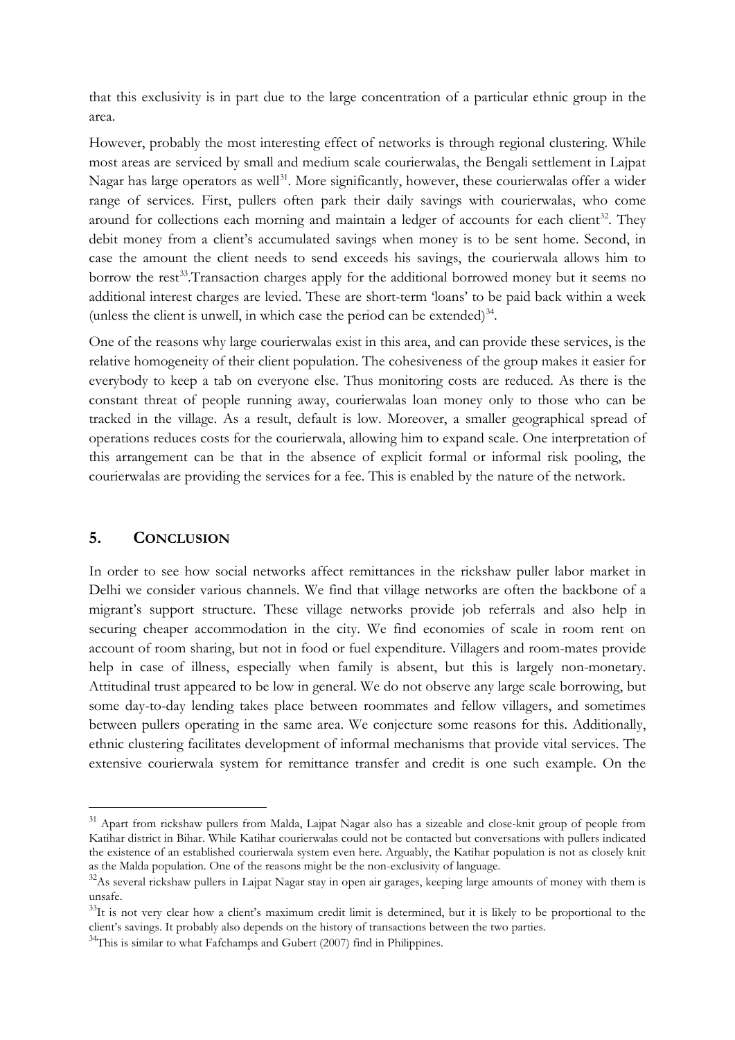that this exclusivity is in part due to the large concentration of a particular ethnic group in the area.

However, probably the most interesting effect of networks is through regional clustering. While most areas are serviced by small and medium scale courierwalas, the Bengali settlement in Lajpat Nagar has large operators as well[31]. More significantly, however, these courierwalas offer a wider range of services. First, pullers often park their daily savings with courierwalas, who come around for collections each morning and maintain a ledger of accounts for each client[32]. They debit money from a client's accumulated savings when money is to be sent home. Second, in case the amount the client needs to send exceeds his savings, the courierwala allows him to borrow the rest[33].Transaction charges apply for the additional borrowed money but it seems no additional interest charges are levied. These are short-term 'loans' to be paid back within a week (unless the client is unwell, in which case the period can be extended)[34].

One of the reasons why large courierwalas exist in this area, and can provide these services, is the relative homogeneity of their client population. The cohesiveness of the group makes it easier for everybody to keep a tab on everyone else. Thus monitoring costs are reduced. As there is the constant threat of people running away, courierwalas loan money only to those who can be tracked in the village. As a result, default is low. Moreover, a smaller geographical spread of operations reduces costs for the courierwala, allowing him to expand scale. One interpretation of this arrangement can be that in the absence of explicit formal or informal risk pooling, the courierwalas are providing the services for a fee. This is enabled by the nature of the network.

## 5. CONCLUSION

In order to see how social networks affect remittances in the rickshaw puller labor market in Delhi we consider various channels. We find that village networks are often the backbone of a migrant's support structure. These village networks provide job referrals and also help in securing cheaper accommodation in the city. We find economies of scale in room rent on account of room sharing, but not in food or fuel expenditure. Villagers and room-mates provide help in case of illness, especially when family is absent, but this is largely non-monetary. Attitudinal trust appeared to be low in general. We do not observe any large scale borrowing, but some day-to-day lending takes place between roommates and fellow villagers, and sometimes between pullers operating in the same area. We conjecture some reasons for this. Additionally, ethnic clustering facilitates development of informal mechanisms that provide vital services. The extensive courierwala system for remittance transfer and credit is one such example. On the

---

[31] Apart from rickshaw pullers from Malda, Lajpat Nagar also has a sizeable and close-knit group of people from Katihar district in Bihar. While Katihar courierwalas could not be contacted but conversations with pullers indicated the existence of an established courierwala system even here. Arguably, the Katihar population is not as closely knit as the Malda population. One of the reasons might be the non-exclusivity of language.

[32] As several rickshaw pullers in Lajpat Nagar stay in open air garages, keeping large amounts of money with them is unsafe.

[33] It is not very clear how a client's maximum credit limit is determined, but it is likely to be proportional to the client's savings. It probably also depends on the history of transactions between the two parties.

[34] This is similar to what Fafchamps and Gubert (2007) find in Philippines.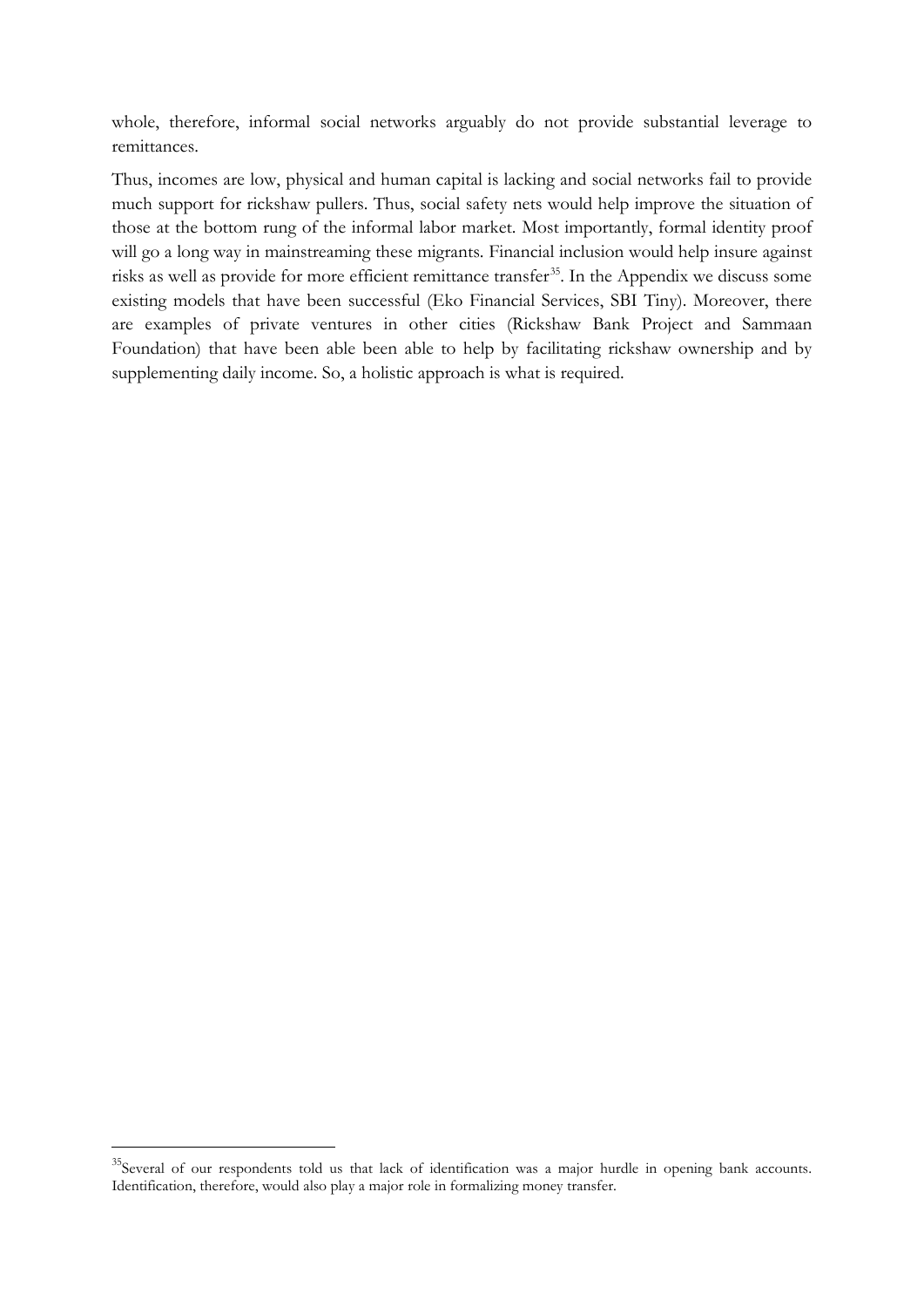whole, therefore, informal social networks arguably do not provide substantial leverage to remittances.

Thus, incomes are low, physical and human capital is lacking and social networks fail to provide much support for rickshaw pullers. Thus, social safety nets would help improve the situation of those at the bottom rung of the informal labor market. Most importantly, formal identity proof will go a long way in mainstreaming these migrants. Financial inclusion would help insure against risks as well as provide for more efficient remittance transfer[35]. In the Appendix we discuss some existing models that have been successful (Eko Financial Services, SBI Tiny). Moreover, there are examples of private ventures in other cities (Rickshaw Bank Project and Sammaan Foundation) that have been able been able to help by facilitating rickshaw ownership and by supplementing daily income. So, a holistic approach is what is required.

[35]Several of our respondents told us that lack of identification was a major hurdle in opening bank accounts. Identification, therefore, would also play a major role in formalizing money transfer.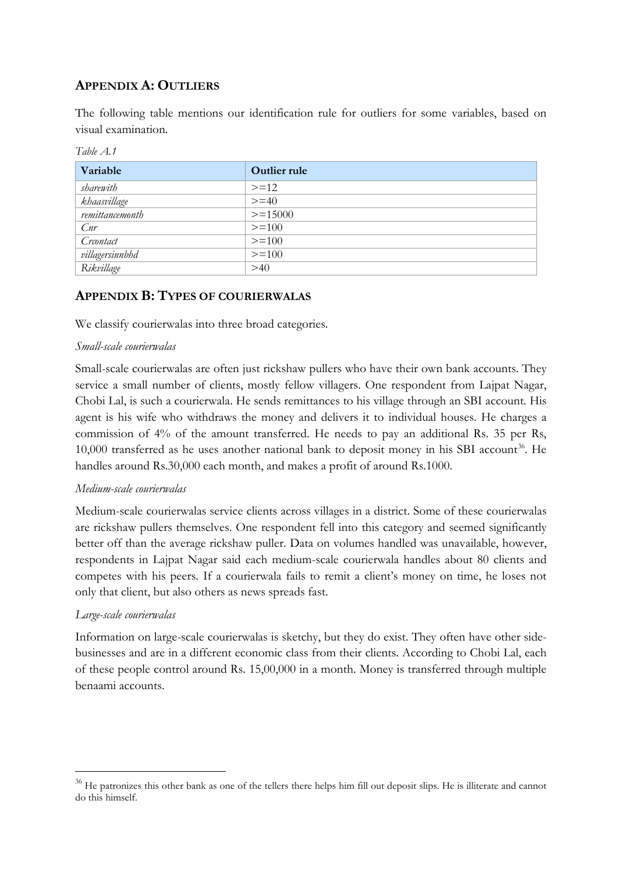## APPENDIX A: OUTLIERS

The following table mentions our identification rule for outliers for some variables, based on visual examination.

*Table A.1*

| Variable | Outlier rule |
|---|---|
| *sharewith* | >=12 |
| *khaasvillage* | >=40 |
| *remittancemonth* | >=15000 |
| *Cnr* | >=100 |
| *Crcontact* | >=100 |
| *villagersinnbhd* | >=100 |
| *Rikvillage* | >40 |

## APPENDIX B: TYPES OF COURIERWALAS

We classify courierwalas into three broad categories.

*Small-scale courierwalas*

Small-scale courierwalas are often just rickshaw pullers who have their own bank accounts. They service a small number of clients, mostly fellow villagers. One respondent from Lajpat Nagar, Chobi Lal, is such a courierwala. He sends remittances to his village through an SBI account. His agent is his wife who withdraws the money and delivers it to individual houses. He charges a commission of 4% of the amount transferred. He needs to pay an additional Rs. 35 per Rs, 10,000 transferred as he uses another national bank to deposit money in his SBI account[36]. He handles around Rs.30,000 each month, and makes a profit of around Rs.1000.

*Medium-scale courierwalas*

Medium-scale courierwalas service clients across villages in a district. Some of these courierwalas are rickshaw pullers themselves. One respondent fell into this category and seemed significantly better off than the average rickshaw puller. Data on volumes handled was unavailable, however, respondents in Lajpat Nagar said each medium-scale courierwala handles about 80 clients and competes with his peers. If a courierwala fails to remit a client's money on time, he loses not only that client, but also others as news spreads fast.

*Large-scale courierwalas*

Information on large-scale courierwalas is sketchy, but they do exist. They often have other side-businesses and are in a different economic class from their clients. According to Chobi Lal, each of these people control around Rs. 15,00,000 in a month. Money is transferred through multiple benaami accounts.

---

[36] He patronizes this other bank as one of the tellers there helps him fill out deposit slips. He is illiterate and cannot do this himself.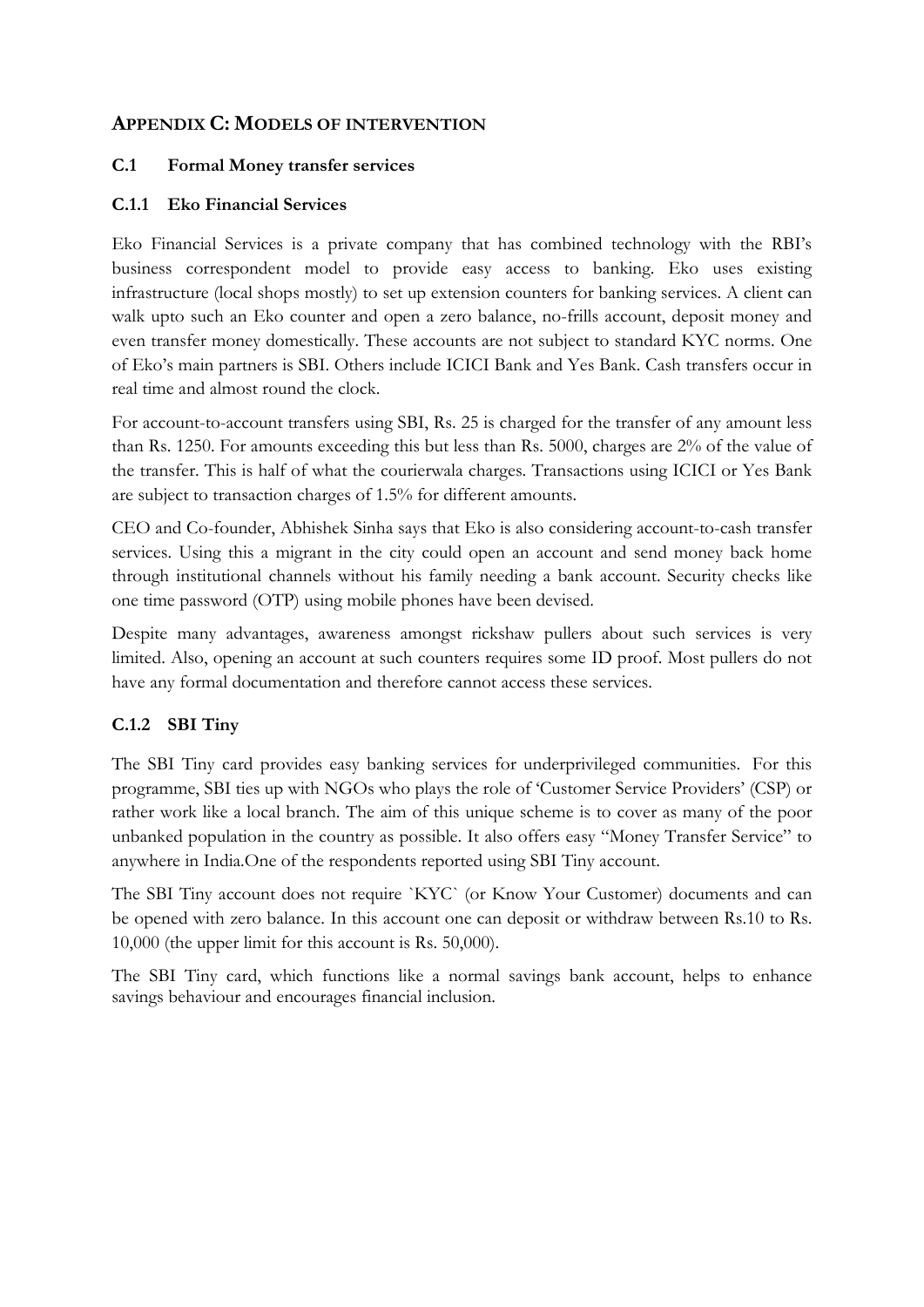## APPENDIX C: MODELS OF INTERVENTION

### C.1 Formal Money transfer services

#### C.1.1 Eko Financial Services

Eko Financial Services is a private company that has combined technology with the RBI's business correspondent model to provide easy access to banking. Eko uses existing infrastructure (local shops mostly) to set up extension counters for banking services. A client can walk upto such an Eko counter and open a zero balance, no-frills account, deposit money and even transfer money domestically. These accounts are not subject to standard KYC norms. One of Eko's main partners is SBI. Others include ICICI Bank and Yes Bank. Cash transfers occur in real time and almost round the clock.

For account-to-account transfers using SBI, Rs. 25 is charged for the transfer of any amount less than Rs. 1250. For amounts exceeding this but less than Rs. 5000, charges are 2% of the value of the transfer. This is half of what the courierwala charges. Transactions using ICICI or Yes Bank are subject to transaction charges of 1.5% for different amounts.

CEO and Co-founder, Abhishek Sinha says that Eko is also considering account-to-cash transfer services. Using this a migrant in the city could open an account and send money back home through institutional channels without his family needing a bank account. Security checks like one time password (OTP) using mobile phones have been devised.

Despite many advantages, awareness amongst rickshaw pullers about such services is very limited. Also, opening an account at such counters requires some ID proof. Most pullers do not have any formal documentation and therefore cannot access these services.

#### C.1.2 SBI Tiny

The SBI Tiny card provides easy banking services for underprivileged communities. For this programme, SBI ties up with NGOs who plays the role of 'Customer Service Providers' (CSP) or rather work like a local branch. The aim of this unique scheme is to cover as many of the poor unbanked population in the country as possible. It also offers easy "Money Transfer Service" to anywhere in India.One of the respondents reported using SBI Tiny account.

The SBI Tiny account does not require `KYC` (or Know Your Customer) documents and can be opened with zero balance. In this account one can deposit or withdraw between Rs.10 to Rs. 10,000 (the upper limit for this account is Rs. 50,000).

The SBI Tiny card, which functions like a normal savings bank account, helps to enhance savings behaviour and encourages financial inclusion.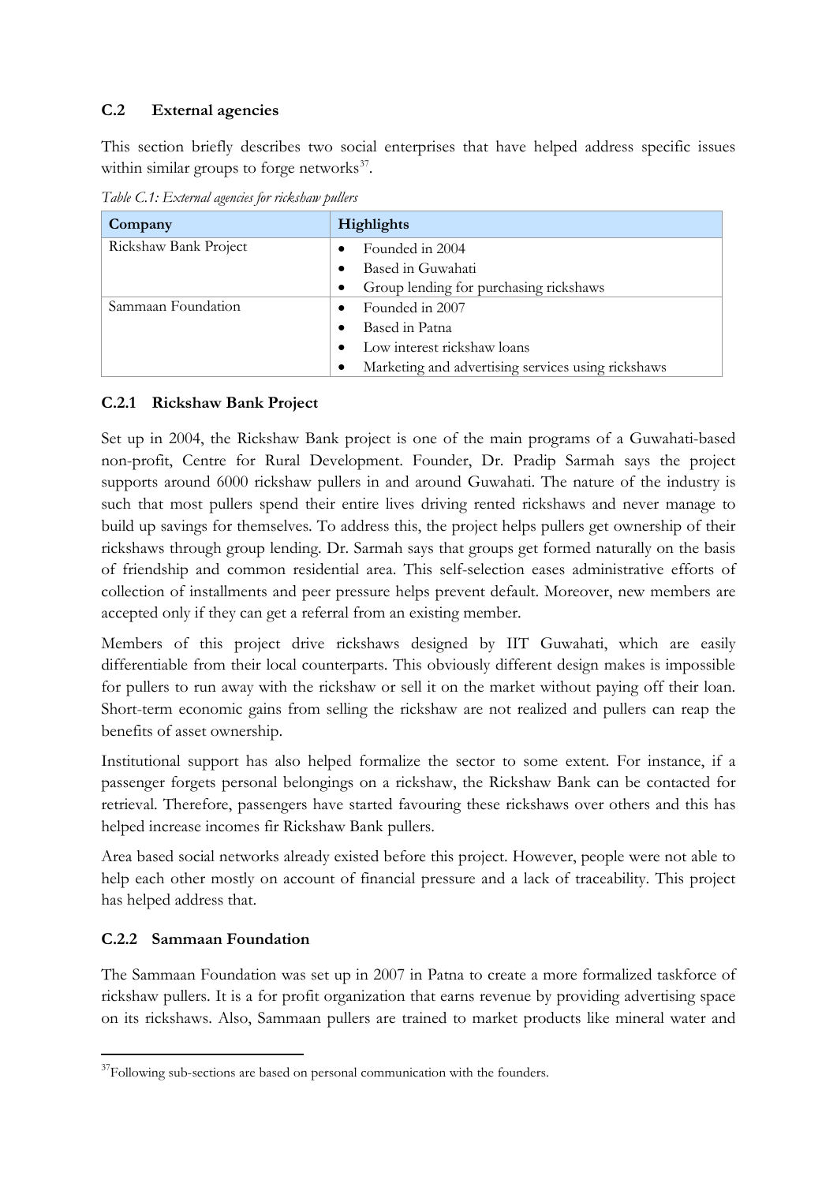### C.2 External agencies

This section briefly describes two social enterprises that have helped address specific issues within similar groups to forge networks[37].

*Table C.1: External agencies for rickshaw pullers*

| Company | Highlights |
|---|---|
| Rickshaw Bank Project | • Founded in 2004<br>• Based in Guwahati<br>• Group lending for purchasing rickshaws |
| Sammaan Foundation | • Founded in 2007<br>• Based in Patna<br>• Low interest rickshaw loans<br>• Marketing and advertising services using rickshaws |

#### C.2.1 Rickshaw Bank Project

Set up in 2004, the Rickshaw Bank project is one of the main programs of a Guwahati-based non-profit, Centre for Rural Development. Founder, Dr. Pradip Sarmah says the project supports around 6000 rickshaw pullers in and around Guwahati. The nature of the industry is such that most pullers spend their entire lives driving rented rickshaws and never manage to build up savings for themselves. To address this, the project helps pullers get ownership of their rickshaws through group lending. Dr. Sarmah says that groups get formed naturally on the basis of friendship and common residential area. This self-selection eases administrative efforts of collection of installments and peer pressure helps prevent default. Moreover, new members are accepted only if they can get a referral from an existing member.

Members of this project drive rickshaws designed by IIT Guwahati, which are easily differentiable from their local counterparts. This obviously different design makes is impossible for pullers to run away with the rickshaw or sell it on the market without paying off their loan. Short-term economic gains from selling the rickshaw are not realized and pullers can reap the benefits of asset ownership.

Institutional support has also helped formalize the sector to some extent. For instance, if a passenger forgets personal belongings on a rickshaw, the Rickshaw Bank can be contacted for retrieval. Therefore, passengers have started favouring these rickshaws over others and this has helped increase incomes fir Rickshaw Bank pullers.

Area based social networks already existed before this project. However, people were not able to help each other mostly on account of financial pressure and a lack of traceability. This project has helped address that.

#### C.2.2 Sammaan Foundation

The Sammaan Foundation was set up in 2007 in Patna to create a more formalized taskforce of rickshaw pullers. It is a for profit organization that earns revenue by providing advertising space on its rickshaws. Also, Sammaan pullers are trained to market products like mineral water and

[37] Following sub-sections are based on personal communication with the founders.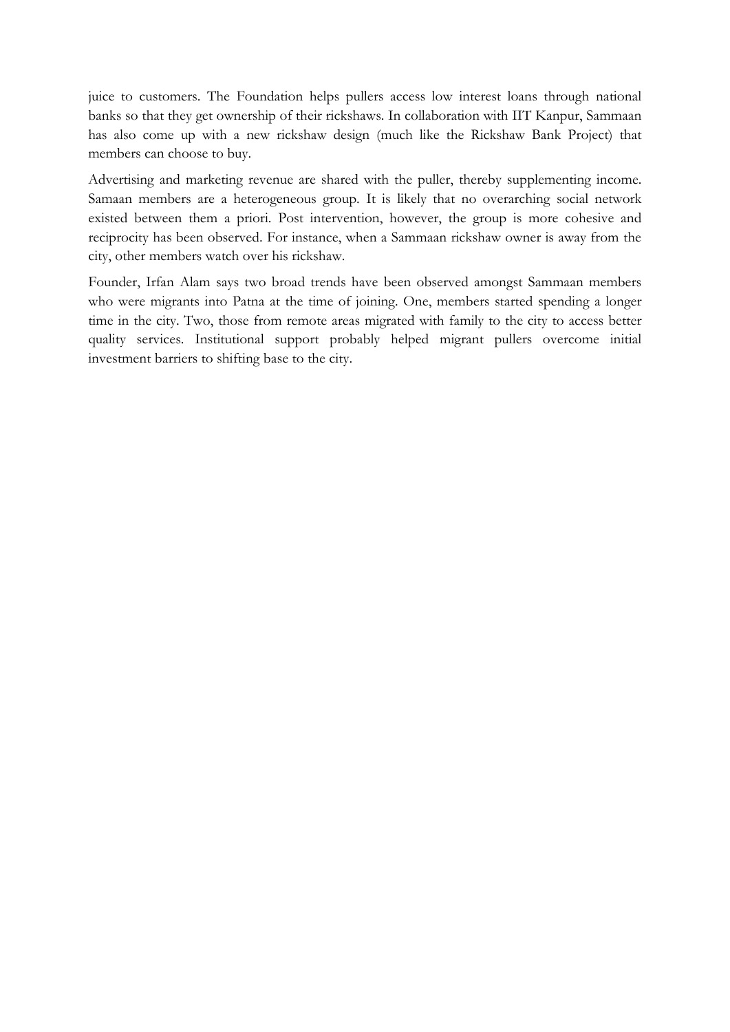juice to customers. The Foundation helps pullers access low interest loans through national banks so that they get ownership of their rickshaws. In collaboration with IIT Kanpur, Sammaan has also come up with a new rickshaw design (much like the Rickshaw Bank Project) that members can choose to buy.

Advertising and marketing revenue are shared with the puller, thereby supplementing income. Samaan members are a heterogeneous group. It is likely that no overarching social network existed between them a priori. Post intervention, however, the group is more cohesive and reciprocity has been observed. For instance, when a Sammaan rickshaw owner is away from the city, other members watch over his rickshaw.

Founder, Irfan Alam says two broad trends have been observed amongst Sammaan members who were migrants into Patna at the time of joining. One, members started spending a longer time in the city. Two, those from remote areas migrated with family to the city to access better quality services. Institutional support probably helped migrant pullers overcome initial investment barriers to shifting base to the city.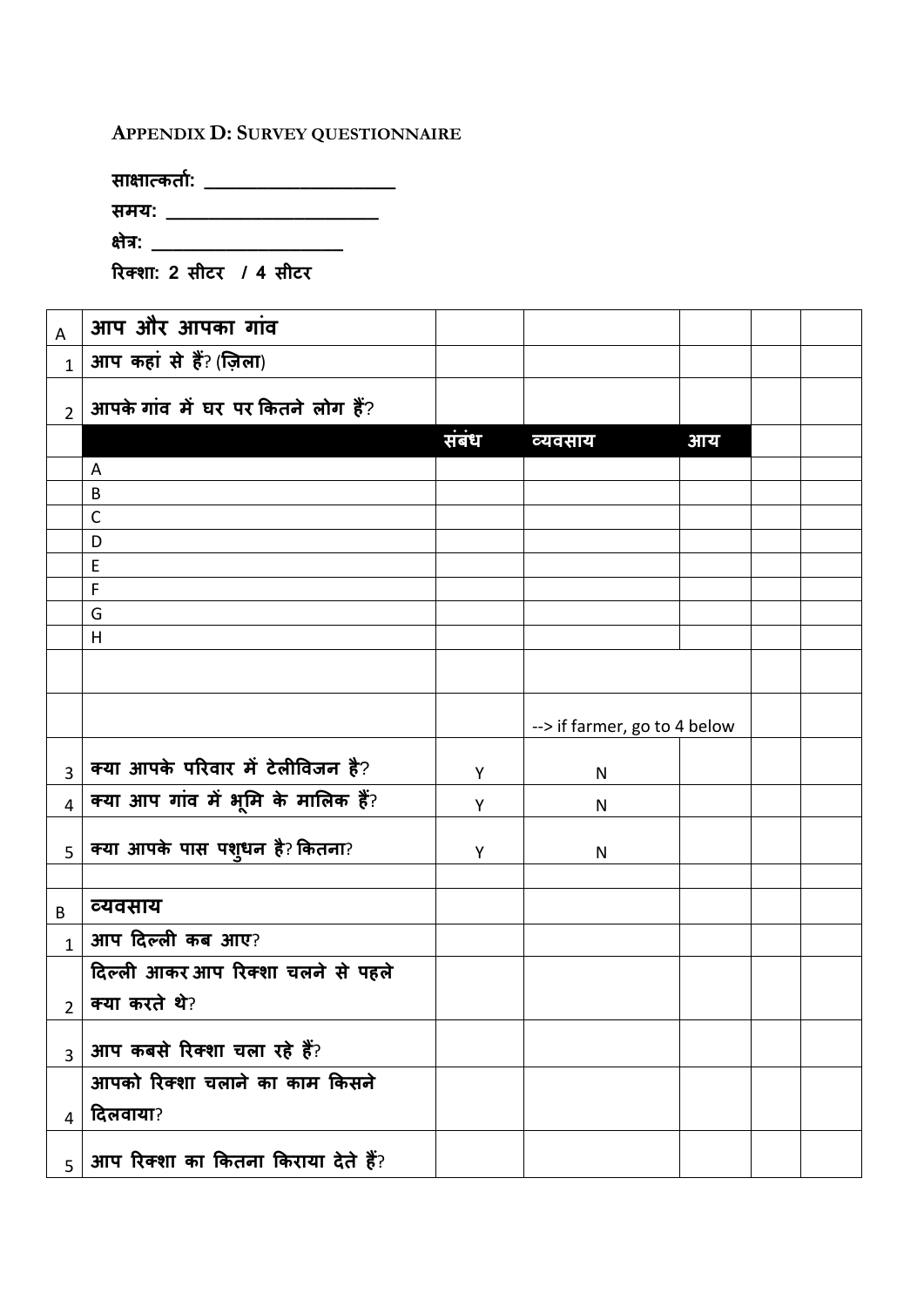## Appendix D: Survey questionnaire

**साक्षात्कर्ता: ____________________**

**समय: ______________________**

**क्षेत्र: ____________________**

**रिक्शा: 2 सीटर / 4 सीटर**

| | | | | | | |
|---|---|---|---|---|---|---|
| A | **आप और आपका गांव** | | | | | |
| 1 | **आप कहां से हैं? (ज़िला)** | | | | | |
| 2 | **आपके गांव में घर पर कितने लोग हैं?** | | | | | |
| | | **संबंध** | **व्यवसाय** | **आय** | | |
| | A | | | | | |
| | B | | | | | |
| | C | | | | | |
| | D | | | | | |
| | E | | | | | |
| | F | | | | | |
| | G | | | | | |
| | H | | | | | |
| | | | | | | |
| | | | --> if farmer, go to 4 below | | | |
| 3 | **क्या आपके परिवार में टेलीविजन है?** | Y | N | | | |
| 4 | **क्या आप गांव में भूमि के मालिक हैं?** | Y | N | | | |
| 5 | **क्या आपके पास पशुधन है? कितना?** | Y | N | | | |
| | | | | | | |
| B | **व्यवसाय** | | | | | |
| 1 | **आप दिल्ली कब आए?** | | | | | |
| 2 | **दिल्ली आकर आप रिक्शा चलने से पहले क्या करते थे?** | | | | | |
| 3 | **आप कबसे रिक्शा चला रहे हैं?** | | | | | |
| 4 | **आपको रिक्शा चलाने का काम किसने दिलवाया?** | | | | | |
| 5 | **आप रिक्शा का कितना किराया देते हैं?** | | | | | |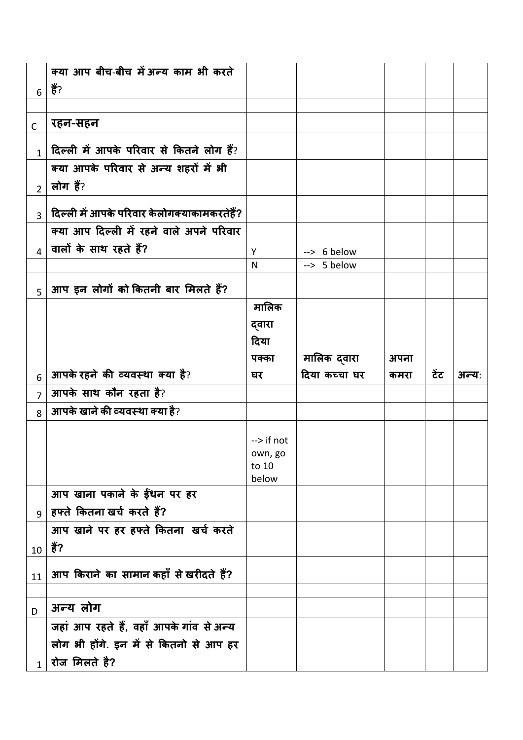|  |  |  |  |  |  |  |
|---|---|---|---|---|---|---|
| 6 | क्या आप बीच-बीच में अन्य काम भी करते हैं? |  |  |  |  |  |
|  |  |  |  |  |  |  |
| C | **रहन-सहन** |  |  |  |  |  |
| 1 | दिल्ली में आपके परिवार से कितने लोग हैं? |  |  |  |  |  |
| 2 | क्या आपके परिवार से अन्य शहरों में भी लोग हैं? |  |  |  |  |  |
| 3 | दिल्ली में आपके परिवार केलोगक्याकामकरतेहैं? |  |  |  |  |  |
| 4 | क्या आप दिल्ली में रहने वाले अपने परिवार वालों के साथ रहते हैं? | Y | --> 6 below |  |  |  |
|  |  | N | --> 5 below |  |  |  |
| 5 | आप इन लोगों को कितनी बार मिलते हैं? |  |  |  |  |  |
| 6 | आपके रहने की व्यवस्था क्या है? | मालिक द्वारा दिया पक्का घर | मालिक द्वारा दिया कच्चा घर | अपना कमरा | टेंट | अन्य: |
| 7 | आपके साथ कौन रहता है? |  |  |  |  |  |
| 8 | आपके खाने की व्यवस्था क्या है? |  |  |  |  |  |
|  |  | --> if not own, go to 10 below |  |  |  |  |
| 9 | आप खाना पकाने के ईंधन पर हर हफ्ते कितना खर्च करते हैं? |  |  |  |  |  |
| 10 | आप खाने पर हर हफ्ते कितना खर्च करते हैं? |  |  |  |  |  |
| 11 | आप किराने का सामान कहाँ से खरीदते हैं? |  |  |  |  |  |
|  |  |  |  |  |  |  |
| D | **अन्य लोग** |  |  |  |  |  |
| 1 | जहां आप रहते हैं, वहाँ आपके गांव से अन्य लोग भी होंगे. इन में से कितनो से आप हर रोज मिलते है? |  |  |  |  |  |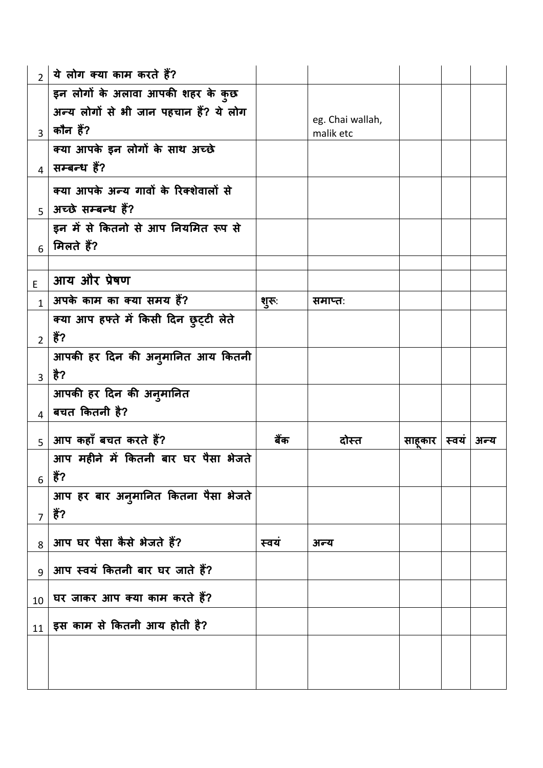| | | | | | | |
|---|---|---|---|---|---|---|
| 2 | ये लोग क्या काम करते हैं? | | | | | |
| 3 | इन लोगों के अलावा आपकी शहर के कुछ अन्य लोगों से भी जान पहचान हैं? ये लोग कौन हैं? | | eg. Chai wallah, malik etc | | | |
| 4 | क्या आपके इन लोगों के साथ अच्छे सम्बन्ध हैं? | | | | | |
| 5 | क्या आपके अन्य गावों के रिक्शेवालों से अच्छे सम्बन्ध हैं? | | | | | |
| 6 | इन में से कितनो से आप नियमित रूप से मिलते हैं? | | | | | |
| | | | | | | |
| E | **आय और प्रेषण** | | | | | |
| 1 | अपके काम का क्या समय हैं? | शुरू: | समाप्त: | | | |
| 2 | क्या आप हफ्ते में किसी दिन छुट्टी लेते हैं? | | | | | |
| 3 | आपकी हर दिन की अनुमानित आय कितनी है? | | | | | |
| 4 | आपकी हर दिन की अनुमानित बचत कितनी है? | | | | | |
| 5 | आप कहाँ बचत करते हैं? | बैंक | दोस्त | साहूकार | स्वयं | अन्य |
| 6 | आप महीने में कितनी बार घर पैसा भेजते हैं? | | | | | |
| 7 | आप हर बार अनुमानित कितना पैसा भेजते हैं? | | | | | |
| 8 | आप घर पैसा कैसे भेजते हैं? | स्वयं | अन्य | | | |
| 9 | आप स्वयं कितनी बार घर जाते हैं? | | | | | |
| 10 | घर जाकर आप क्या काम करते हैं? | | | | | |
| 11 | इस काम से कितनी आय होती है? | | | | | |
| | | | | | | |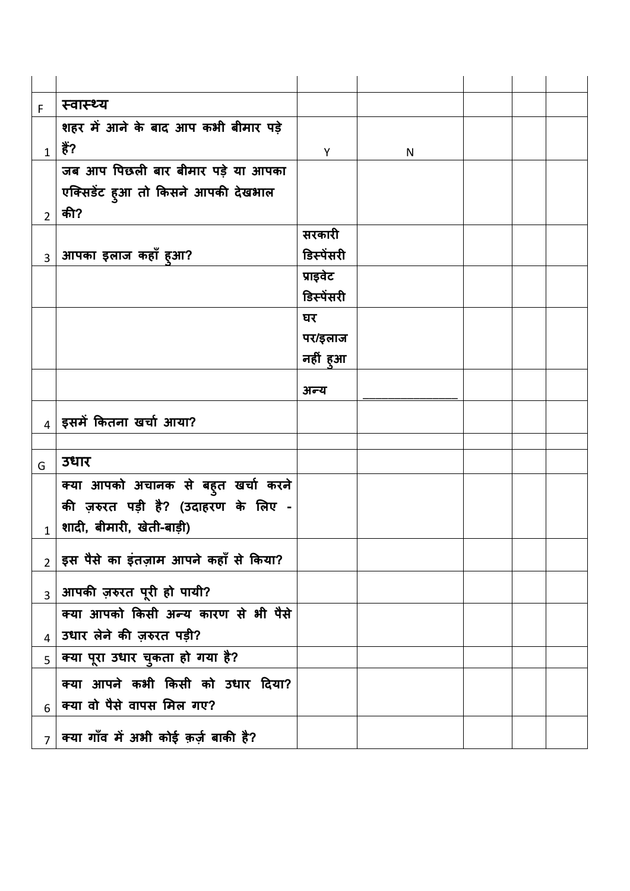| | | | | | | |
|---|---|---|---|---|---|---|
| F | **स्वास्थ्य** | | | | | |
| 1 | **शहर में आने के बाद आप कभी बीमार पड़े हैं?** | Y | N | | | |
| 2 | **जब आप पिछली बार बीमार पड़े या आपका एक्सिडेंट हुआ तो किसने आपकी देखभाल की?** | | | | | |
| 3 | **आपका इलाज कहाँ हुआ?** | **सरकारी डिस्पेंसरी** | | | | |
| | | **प्राइवेट डिस्पेंसरी** | | | | |
| | | **घर पर/इलाज नहीं हुआ** | | | | |
| | | **अन्य** | ________________ | | | |
| 4 | **इसमें कितना खर्चा आया?** | | | | | |
| | | | | | | |
| G | **उधार** | | | | | |
| 1 | **क्या आपको अचानक से बहुत खर्चा करने की ज़रुरत पड़ी है? (उदाहरण के लिए - शादी, बीमारी, खेती-बाड़ी)** | | | | | |
| 2 | **इस पैसे का इंतज़ाम आपने कहाँ से किया?** | | | | | |
| 3 | **आपकी ज़रुरत पूरी हो पायी?** | | | | | |
| 4 | **क्या आपको किसी अन्य कारण से भी पैसे उधार लेने की ज़रुरत पड़ी?** | | | | | |
| 5 | **क्या पूरा उधार चुकता हो गया है?** | | | | | |
| 6 | **क्या आपने कभी किसी को उधार दिया? क्या वो पैसे वापस मिल गए?** | | | | | |
| 7 | **क्या गाँव में अभी कोई क़र्ज़ बाकी है?** | | | | | |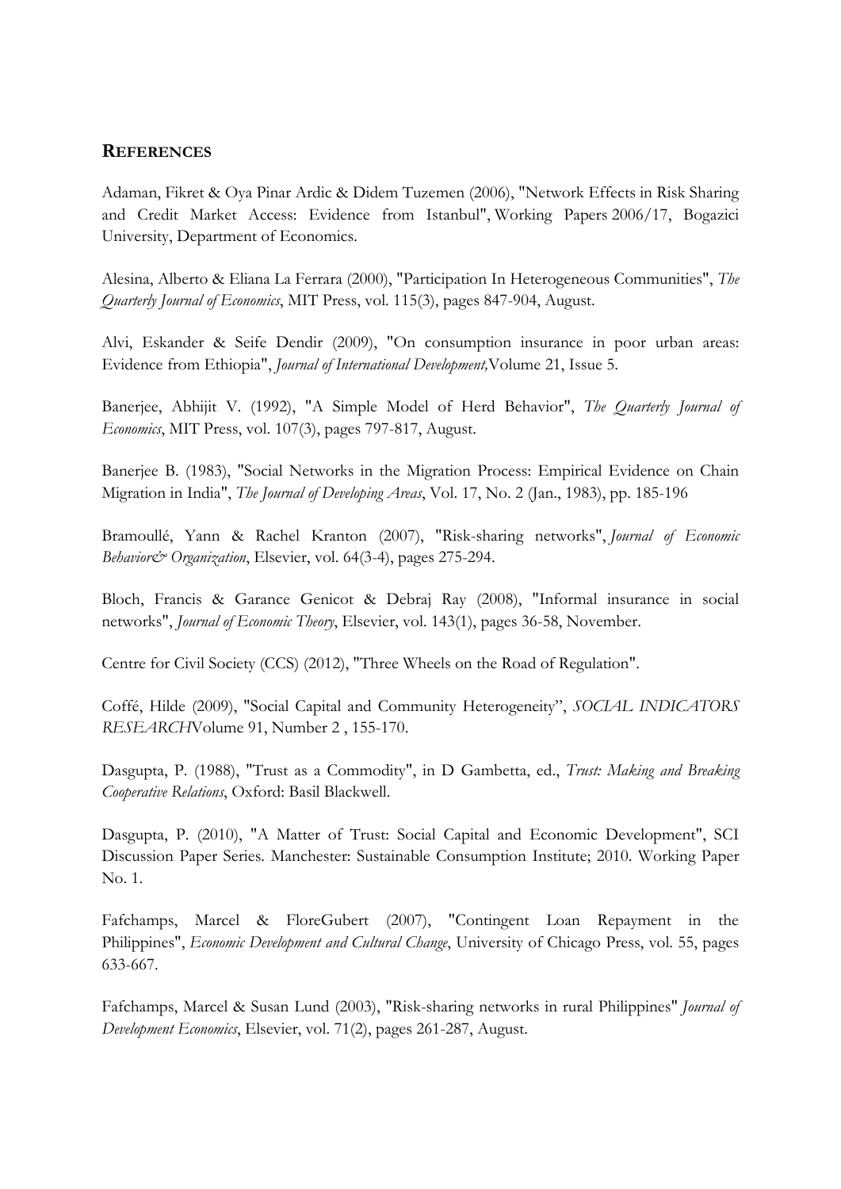## REFERENCES

Adaman, Fikret & Oya Pinar Ardic & Didem Tuzemen (2006), "Network Effects in Risk Sharing and Credit Market Access: Evidence from Istanbul", Working Papers 2006/17, Bogazici University, Department of Economics.

Alesina, Alberto & Eliana La Ferrara (2000), "Participation In Heterogeneous Communities", *The Quarterly Journal of Economics*, MIT Press, vol. 115(3), pages 847-904, August.

Alvi, Eskander & Seife Dendir (2009), "On consumption insurance in poor urban areas: Evidence from Ethiopia", *Journal of International Development,*Volume 21, Issue 5.

Banerjee, Abhijit V. (1992), "A Simple Model of Herd Behavior", *The Quarterly Journal of Economics*, MIT Press, vol. 107(3), pages 797-817, August.

Banerjee B. (1983), "Social Networks in the Migration Process: Empirical Evidence on Chain Migration in India", *The Journal of Developing Areas*, Vol. 17, No. 2 (Jan., 1983), pp. 185-196

Bramoullé, Yann & Rachel Kranton (2007), "Risk-sharing networks", *Journal of Economic Behavior& Organization*, Elsevier, vol. 64(3-4), pages 275-294.

Bloch, Francis & Garance Genicot & Debraj Ray (2008), "Informal insurance in social networks", *Journal of Economic Theory*, Elsevier, vol. 143(1), pages 36-58, November.

Centre for Civil Society (CCS) (2012), "Three Wheels on the Road of Regulation".

Coffé, Hilde (2009), "Social Capital and Community Heterogeneity", *SOCIAL INDICATORS RESEARCH*Volume 91, Number 2 , 155-170.

Dasgupta, P. (1988), "Trust as a Commodity", in D Gambetta, ed., *Trust: Making and Breaking Cooperative Relations*, Oxford: Basil Blackwell.

Dasgupta, P. (2010), "A Matter of Trust: Social Capital and Economic Development", SCI Discussion Paper Series. Manchester: Sustainable Consumption Institute; 2010. Working Paper No. 1.

Fafchamps, Marcel & FloreGubert (2007), "Contingent Loan Repayment in the Philippines", *Economic Development and Cultural Change*, University of Chicago Press, vol. 55, pages 633-667.

Fafchamps, Marcel & Susan Lund (2003), "Risk-sharing networks in rural Philippines" *Journal of Development Economics*, Elsevier, vol. 71(2), pages 261-287, August.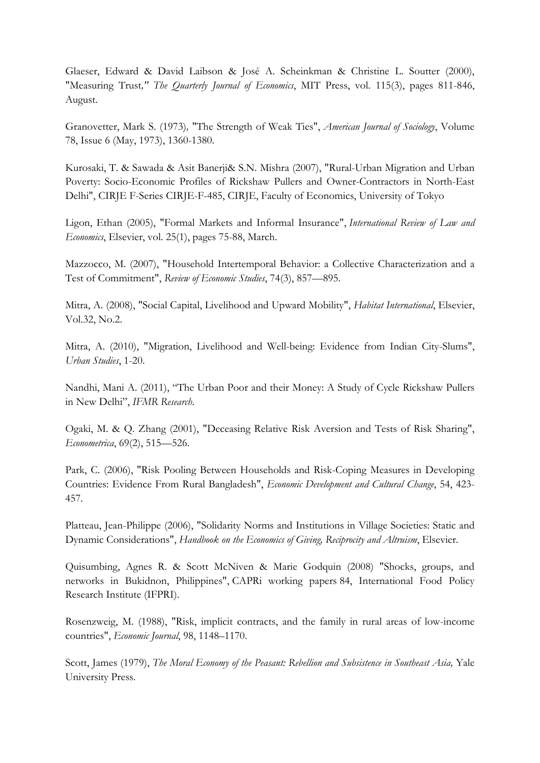Glaeser, Edward & David Laibson & José A. Scheinkman & Christine L. Soutter (2000), "Measuring Trust," *The Quarterly Journal of Economics*, MIT Press, vol. 115(3), pages 811-846, August.

Granovetter, Mark S. (1973), "The Strength of Weak Ties", *American Journal of Sociology*, Volume 78, Issue 6 (May, 1973), 1360-1380.

Kurosaki, T. & Sawada & Asit Banerji& S.N. Mishra (2007), "Rural-Urban Migration and Urban Poverty: Socio-Economic Profiles of Rickshaw Pullers and Owner-Contractors in North-East Delhi", CIRJE F-Series CIRJE-F-485, CIRJE, Faculty of Economics, University of Tokyo

Ligon, Ethan (2005), "Formal Markets and Informal Insurance", *International Review of Law and Economics*, Elsevier, vol. 25(1), pages 75-88, March.

Mazzocco, M. (2007), "Household Intertemporal Behavior: a Collective Characterization and a Test of Commitment", *Review of Economic Studies*, 74(3), 857—895.

Mitra, A. (2008), "Social Capital, Livelihood and Upward Mobility", *Habitat International*, Elsevier, Vol.32, No.2.

Mitra, A. (2010), "Migration, Livelihood and Well-being: Evidence from Indian City-Slums", *Urban Studies*, 1-20.

Nandhi, Mani A. (2011), "The Urban Poor and their Money: A Study of Cycle Rickshaw Pullers in New Delhi", *IFMR Research*.

Ogaki, M. & Q. Zhang (2001), "Deceasing Relative Risk Aversion and Tests of Risk Sharing", *Econometrica*, 69(2), 515—526.

Park, C. (2006), "Risk Pooling Between Households and Risk-Coping Measures in Developing Countries: Evidence From Rural Bangladesh", *Economic Development and Cultural Change*, 54, 423-457.

Platteau, Jean-Philippe (2006), "Solidarity Norms and Institutions in Village Societies: Static and Dynamic Considerations", *Handbook on the Economics of Giving, Reciprocity and Altruism*, Elsevier.

Quisumbing, Agnes R. & Scott McNiven & Marie Godquin (2008) "Shocks, groups, and networks in Bukidnon, Philippines", CAPRi working papers 84, International Food Policy Research Institute (IFPRI).

Rosenzweig, M. (1988), "Risk, implicit contracts, and the family in rural areas of low-income countries", *Economic Journal*, 98, 1148–1170.

Scott, James (1979), *The Moral Economy of the Peasant: Rebellion and Subsistence in Southeast Asia,* Yale University Press.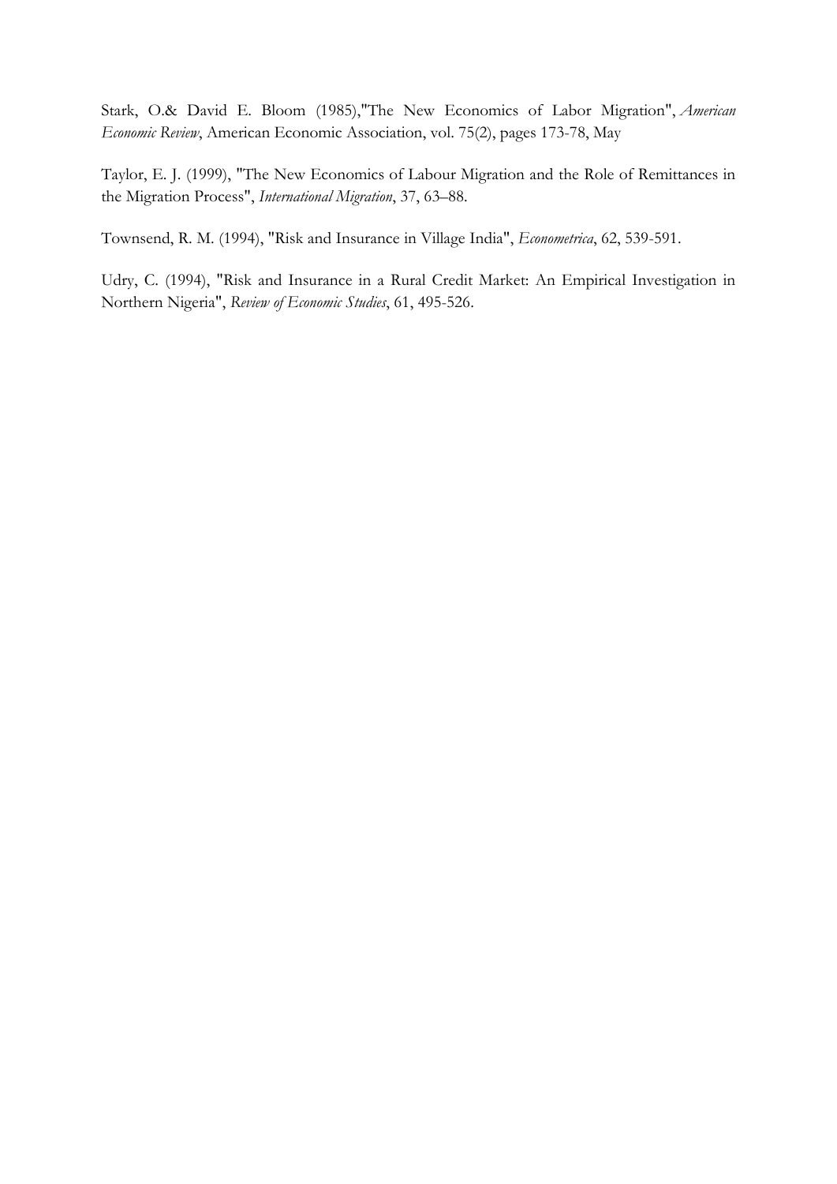Stark, O.& David E. Bloom (1985),"The New Economics of Labor Migration", *American Economic Review*, American Economic Association, vol. 75(2), pages 173-78, May

Taylor, E. J. (1999), "The New Economics of Labour Migration and the Role of Remittances in the Migration Process", *International Migration*, 37, 63–88.

Townsend, R. M. (1994), "Risk and Insurance in Village India", *Econometrica*, 62, 539-591.

Udry, C. (1994), "Risk and Insurance in a Rural Credit Market: An Empirical Investigation in Northern Nigeria", *Review of Economic Studies*, 61, 495-526.